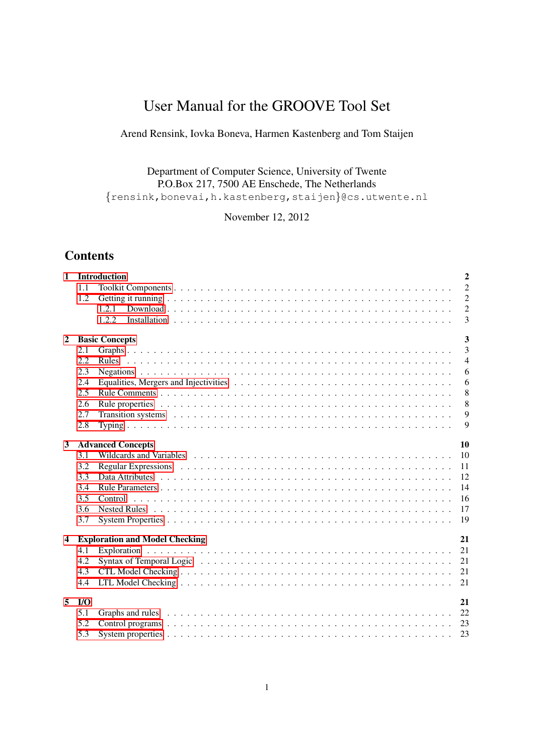# User Manual for the GROOVE Tool Set

Arend Rensink, Iovka Boneva, Harmen Kastenberg and Tom Staijen

Department of Computer Science, University of Twente
P.O.Box 217, 7500 AE Enschede, The Netherlands
{rensink,bonevai,h.kastenberg,staijen}@cs.utwente.nl

November 12, 2012

## Contents

**1 Introduction** . . . **2**
- 1.1 Toolkit Components . . . 2
- 1.2 Getting it running . . . 2
  - 1.2.1 Download . . . 2
  - 1.2.2 Installation . . . 3

**2 Basic Concepts** . . . **3**
- 2.1 Graphs . . . 3
- 2.2 Rules . . . 4
- 2.3 Negations . . . 6
- 2.4 Equalities, Mergers and Injectivities . . . 6
- 2.5 Rule Comments . . . 8
- 2.6 Rule properties . . . 8
- 2.7 Transition systems . . . 9
- 2.8 Typing . . . 9

**3 Advanced Concepts** . . . **10**
- 3.1 Wildcards and Variables . . . 10
- 3.2 Regular Expressions . . . 11
- 3.3 Data Attributes . . . 12
- 3.4 Rule Parameters . . . 14
- 3.5 Control . . . 16
- 3.6 Nested Rules . . . 17
- 3.7 System Properties . . . 19

**4 Exploration and Model Checking** . . . **21**
- 4.1 Exploration . . . 21
- 4.2 Syntax of Temporal Logic . . . 21
- 4.3 CTL Model Checking . . . 21
- 4.4 LTL Model Checking . . . 21

**5 I/O** . . . **21**
- 5.1 Graphs and rules . . . 22
- 5.2 Control programs . . . 23
- 5.3 System properties . . . 23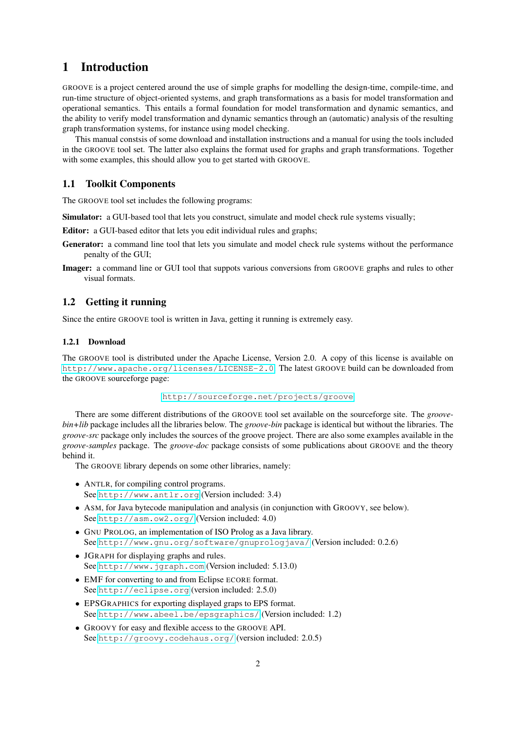# 1 Introduction

GROOVE is a project centered around the use of simple graphs for modelling the design-time, compile-time, and run-time structure of object-oriented systems, and graph transformations as a basis for model transformation and operational semantics. This entails a formal foundation for model transformation and dynamic semantics, and the ability to verify model transformation and dynamic semantics through an (automatic) analysis of the resulting graph transformation systems, for instance using model checking.

This manual constsis of some download and installation instructions and a manual for using the tools included in the GROOVE tool set. The latter also explains the format used for graphs and graph transformations. Together with some examples, this should allow you to get started with GROOVE.

## 1.1 Toolkit Components

The GROOVE tool set includes the following programs:

**Simulator:** a GUI-based tool that lets you construct, simulate and model check rule systems visually;

**Editor:** a GUI-based editor that lets you edit individual rules and graphs;

**Generator:** a command line tool that lets you simulate and model check rule systems without the performance penalty of the GUI;

**Imager:** a command line or GUI tool that suppots various conversions from GROOVE graphs and rules to other visual formats.

## 1.2 Getting it running

Since the entire GROOVE tool is written in Java, getting it running is extremely easy.

### 1.2.1 Download

The GROOVE tool is distributed under the Apache License, Version 2.0. A copy of this license is available on `http://www.apache.org/licenses/LICENSE-2.0`. The latest GROOVE build can be downloaded from the GROOVE sourceforge page:

`http://sourceforge.net/projects/groove`

There are some different distributions of the GROOVE tool set available on the sourceforge site. The *groove-bin+lib* package includes all the libraries below. The *groove-bin* package is identical but without the libraries. The *groove-src* package only includes the sources of the groove project. There are also some examples available in the *groove-samples* package. The *groove-doc* package consists of some publications about GROOVE and the theory behind it.

The GROOVE library depends on some other libraries, namely:

- ANTLR, for compiling control programs.
  See `http://www.antlr.org` (Version included: 3.4)
- ASM, for Java bytecode manipulation and analysis (in conjunction with GROOVY, see below).
  See `http://asm.ow2.org/` (Version included: 4.0)
- GNU PROLOG, an implementation of ISO Prolog as a Java library.
  See `http://www.gnu.org/software/gnuprologjava/` (Version included: 0.2.6)
- JGRAPH for displaying graphs and rules.
  See `http://www.jgraph.com` (Version included: 5.13.0)
- EMF for converting to and from Eclipse ECORE format.
  See `http://eclipse.org` (version included: 2.5.0)
- EPSGRAPHICS for exporting displayed graps to EPS format.
  See `http://www.abeel.be/epsgraphics/` (Version included: 1.2)
- GROOVY for easy and flexible access to the GROOVE API.
  See `http://groovy.codehaus.org/` (version included: 2.0.5)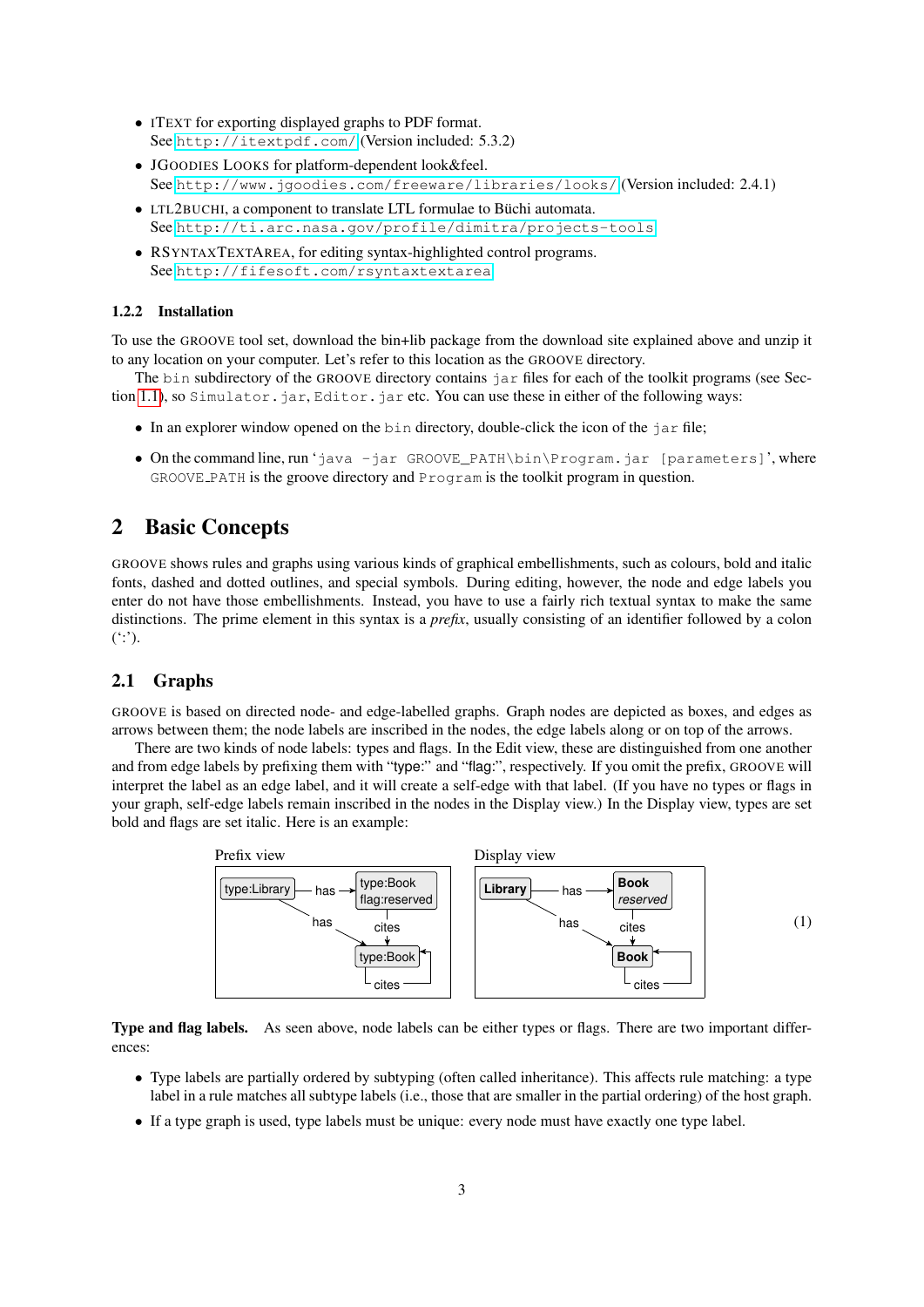- ITEXT for exporting displayed graphs to PDF format.
  See http://itextpdf.com/ (Version included: 5.3.2)
- JGOODIES LOOKS for platform-dependent look&feel.
  See http://www.jgoodies.com/freeware/libraries/looks/ (Version included: 2.4.1)
- LTL2BUCHI, a component to translate LTL formulae to Büchi automata.
  See http://ti.arc.nasa.gov/profile/dimitra/projects-tools
- RSYNTAXTEXTAREA, for editing syntax-highlighted control programs.
  See http://fifesoft.com/rsyntaxtextarea

### 1.2.2 Installation

To use the GROOVE tool set, download the bin+lib package from the download site explained above and unzip it to any location on your computer. Let's refer to this location as the GROOVE directory.

The `bin` subdirectory of the GROOVE directory contains `jar` files for each of the toolkit programs (see Section 1.1), so `Simulator.jar`, `Editor.jar` etc. You can use these in either of the following ways:

- In an explorer window opened on the `bin` directory, double-click the icon of the `jar` file;
- On the command line, run '`java -jar GROOVE_PATH\bin\Program.jar [parameters]`', where `GROOVE_PATH` is the groove directory and `Program` is the toolkit program in question.

# 2 Basic Concepts

GROOVE shows rules and graphs using various kinds of graphical embellishments, such as colours, bold and italic fonts, dashed and dotted outlines, and special symbols. During editing, however, the node and edge labels you enter do not have those embellishments. Instead, you have to use a fairly rich textual syntax to make the same distinctions. The prime element in this syntax is a *prefix*, usually consisting of an identifier followed by a colon (':').

## 2.1 Graphs

GROOVE is based on directed node- and edge-labelled graphs. Graph nodes are depicted as boxes, and edges as arrows between them; the node labels are inscribed in the nodes, the edge labels along or on top of the arrows.

There are two kinds of node labels: types and flags. In the Edit view, these are distinguished from one another and from edge labels by prefixing them with "type:" and "flag:", respectively. If you omit the prefix, GROOVE will interpret the label as an edge label, and it will create a self-edge with that label. (If you have no types or flags in your graph, self-edge labels remain inscribed in the nodes in the Display view.) In the Display view, types are set bold and flags are set italic. Here is an example:

Prefix view | Display view (1)

**Type and flag labels.** As seen above, node labels can be either types or flags. There are two important differences:

- Type labels are partially ordered by subtyping (often called inheritance). This affects rule matching: a type label in a rule matches all subtype labels (i.e., those that are smaller in the partial ordering) of the host graph.
- If a type graph is used, type labels must be unique: every node must have exactly one type label.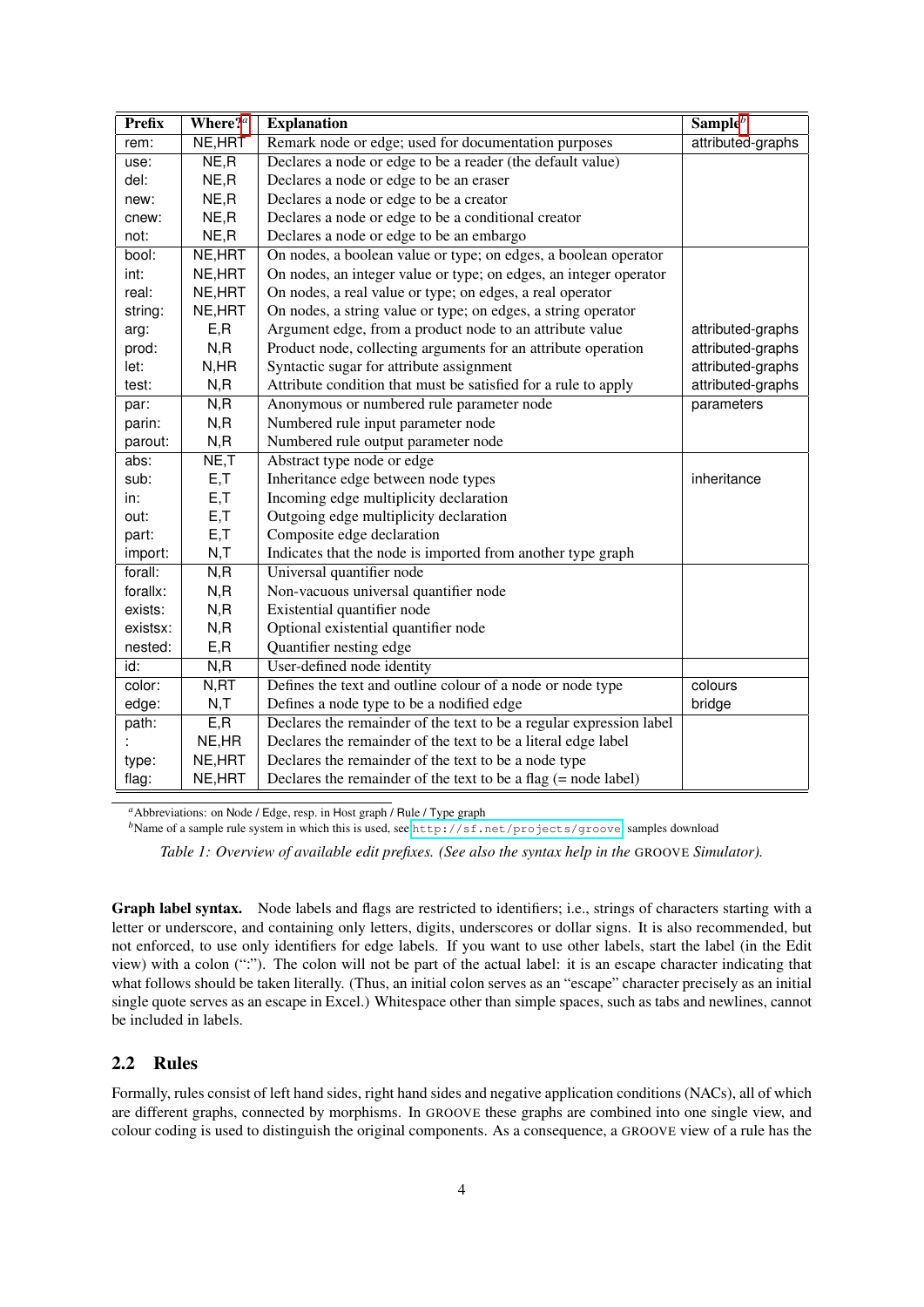| Prefix | Where?[a] | Explanation | Sample[b] |
|---|---|---|---|
| rem: | NE,HRT | Remark node or edge; used for documentation purposes | attributed-graphs |
| use: | NE,R | Declares a node or edge to be a reader (the default value) | |
| del: | NE,R | Declares a node or edge to be an eraser | |
| new: | NE,R | Declares a node or edge to be a creator | |
| cnew: | NE,R | Declares a node or edge to be a conditional creator | |
| not: | NE,R | Declares a node or edge to be an embargo | |
| bool: | NE,HRT | On nodes, a boolean value or type; on edges, a boolean operator | |
| int: | NE,HRT | On nodes, an integer value or type; on edges, an integer operator | |
| real: | NE,HRT | On nodes, a real value or type; on edges, a real operator | |
| string: | NE,HRT | On nodes, a string value or type; on edges, a string operator | |
| arg: | E,R | Argument edge, from a product node to an attribute value | attributed-graphs |
| prod: | N,R | Product node, collecting arguments for an attribute operation | attributed-graphs |
| let: | N,HR | Syntactic sugar for attribute assignment | attributed-graphs |
| test: | N,R | Attribute condition that must be satisfied for a rule to apply | attributed-graphs |
| par: | N,R | Anonymous or numbered rule parameter node | parameters |
| parin: | N,R | Numbered rule input parameter node | |
| parout: | N,R | Numbered rule output parameter node | |
| abs: | NE,T | Abstract type node or edge | |
| sub: | E,T | Inheritance edge between node types | inheritance |
| in: | E,T | Incoming edge multiplicity declaration | |
| out: | E,T | Outgoing edge multiplicity declaration | |
| part: | E,T | Composite edge declaration | |
| import: | N,T | Indicates that the node is imported from another type graph | |
| forall: | N,R | Universal quantifier node | |
| forallx: | N,R | Non-vacuous universal quantifier node | |
| exists: | N,R | Existential quantifier node | |
| existsx: | N,R | Optional existential quantifier node | |
| nested: | E,R | Quantifier nesting edge | |
| id: | N,R | User-defined node identity | |
| color: | N,RT | Defines the text and outline colour of a node or node type | colours |
| edge: | N,T | Defines a node type to be a nodified edge | bridge |
| path: | E,R | Declares the remainder of the text to be a regular expression label | |
| : | NE,HR | Declares the remainder of the text to be a literal edge label | |
| type: | NE,HRT | Declares the remainder of the text to be a node type | |
| flag: | NE,HRT | Declares the remainder of the text to be a flag (= node label) | |

[a] Abbreviations: on Node / Edge, resp. in Host graph / Rule / Type graph

[b] Name of a sample rule system in which this is used, see http://sf.net/projects/groove samples download

*Table 1: Overview of available edit prefixes. (See also the syntax help in the GROOVE Simulator).*

**Graph label syntax.** Node labels and flags are restricted to identifiers; i.e., strings of characters starting with a letter or underscore, and containing only letters, digits, underscores or dollar signs. It is also recommended, but not enforced, to use only identifiers for edge labels. If you want to use other labels, start the label (in the Edit view) with a colon (":"). The colon will not be part of the actual label: it is an escape character indicating that what follows should be taken literally. (Thus, an initial colon serves as an "escape" character precisely as an initial single quote serves as an escape in Excel.) Whitespace other than simple spaces, such as tabs and newlines, cannot be included in labels.

## 2.2 Rules

Formally, rules consist of left hand sides, right hand sides and negative application conditions (NACs), all of which are different graphs, connected by morphisms. In GROOVE these graphs are combined into one single view, and colour coding is used to distinguish the original components. As a consequence, a GROOVE view of a rule has the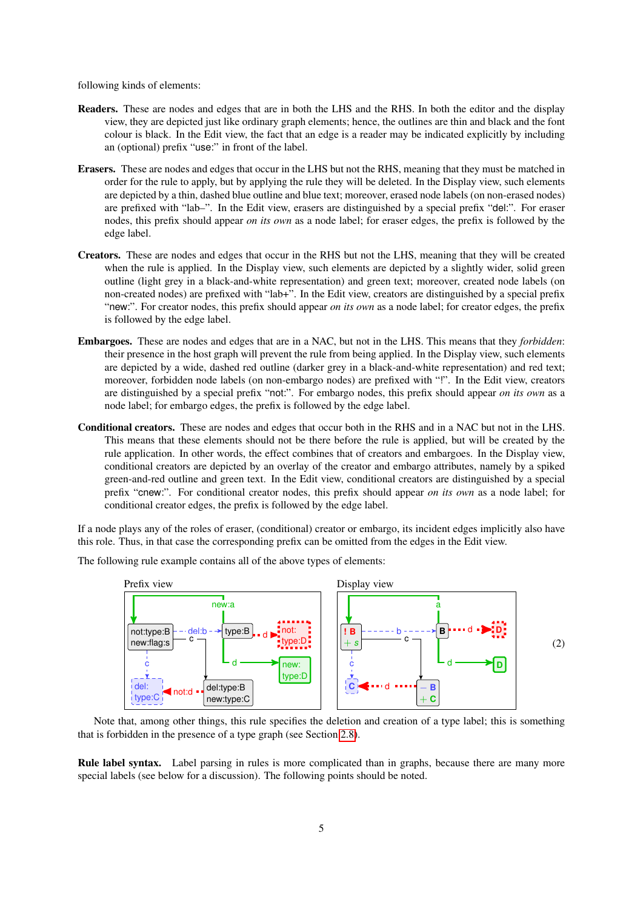following kinds of elements:

**Readers.** These are nodes and edges that are in both the LHS and the RHS. In both the editor and the display view, they are depicted just like ordinary graph elements; hence, the outlines are thin and black and the font colour is black. In the Edit view, the fact that an edge is a reader may be indicated explicitly by including an (optional) prefix “use:” in front of the label.

**Erasers.** These are nodes and edges that occur in the LHS but not the RHS, meaning that they must be matched in order for the rule to apply, but by applying the rule they will be deleted. In the Display view, such elements are depicted by a thin, dashed blue outline and blue text; moreover, erased node labels (on non-erased nodes) are prefixed with “lab–”. In the Edit view, erasers are distinguished by a special prefix “del:”. For eraser nodes, this prefix should appear *on its own* as a node label; for eraser edges, the prefix is followed by the edge label.

**Creators.** These are nodes and edges that occur in the RHS but not the LHS, meaning that they will be created when the rule is applied. In the Display view, such elements are depicted by a slightly wider, solid green outline (light grey in a black-and-white representation) and green text; moreover, created node labels (on non-created nodes) are prefixed with “lab+”. In the Edit view, creators are distinguished by a special prefix “new:”. For creator nodes, this prefix should appear *on its own* as a node label; for creator edges, the prefix is followed by the edge label.

**Embargoes.** These are nodes and edges that are in a NAC, but not in the LHS. This means that they *forbidden*: their presence in the host graph will prevent the rule from being applied. In the Display view, such elements are depicted by a wide, dashed red outline (darker grey in a black-and-white representation) and red text; moreover, forbidden node labels (on non-embargo nodes) are prefixed with “!”. In the Edit view, creators are distinguished by a special prefix “not:”. For embargo nodes, this prefix should appear *on its own* as a node label; for embargo edges, the prefix is followed by the edge label.

**Conditional creators.** These are nodes and edges that occur both in the RHS and in a NAC but not in the LHS. This means that these elements should not be there before the rule is applied, but will be created by the rule application. In other words, the effect combines that of creators and embargoes. In the Display view, conditional creators are depicted by an overlay of the creator and embargo attributes, namely by a spiked green-and-red outline and green text. In the Edit view, conditional creators are distinguished by a special prefix “cnew:”. For conditional creator nodes, this prefix should appear *on its own* as a node label; for conditional creator edges, the prefix is followed by the edge label.

If a node plays any of the roles of eraser, (conditional) creator or embargo, its incident edges implicitly also have this role. Thus, in that case the corresponding prefix can be omitted from the edges in the Edit view.

The following rule example contains all of the above types of elements:

Prefix view | Display view (2)

Note that, among other things, this rule specifies the deletion and creation of a type label; this is something that is forbidden in the presence of a type graph (see Section 2.8).

**Rule label syntax.** Label parsing in rules is more complicated than in graphs, because there are many more special labels (see below for a discussion). The following points should be noted.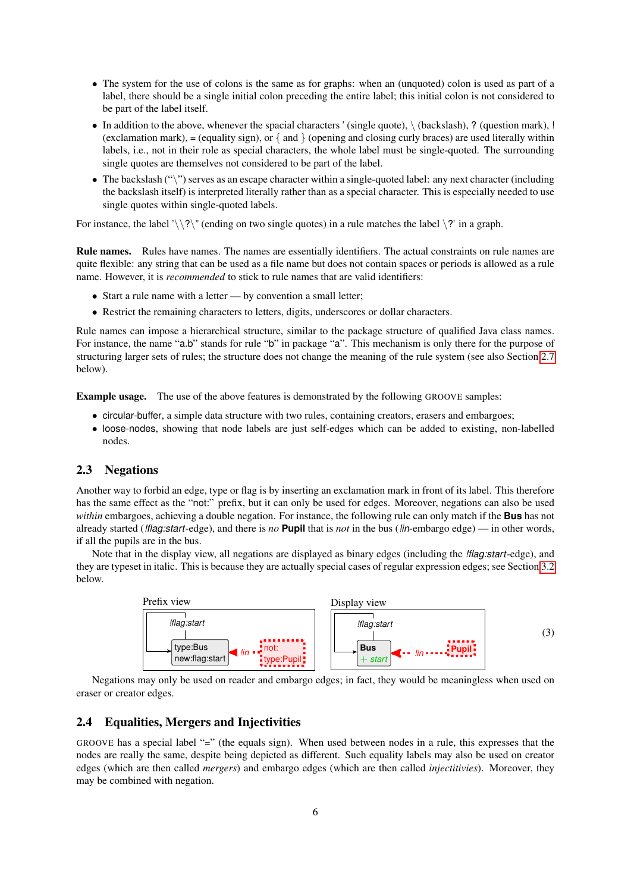- The system for the use of colons is the same as for graphs: when an (unquoted) colon is used as part of a label, there should be a single initial colon preceding the entire label; this initial colon is not considered to be part of the label itself.
- In addition to the above, whenever the spacial characters ' (single quote), \ (backslash), ? (question mark), ! (exclamation mark), = (equality sign), or { and } (opening and closing curly braces) are used literally within labels, i.e., not in their role as special characters, the whole label must be single-quoted. The surrounding single quotes are themselves not considered to be part of the label.
- The backslash ("\") serves as an escape character within a single-quoted label: any next character (including the backslash itself) is interpreted literally rather than as a special character. This is especially needed to use single quotes within single-quoted labels.

For instance, the label '\\?\'' (ending on two single quotes) in a rule matches the label \?' in a graph.

**Rule names.** Rules have names. The names are essentially identifiers. The actual constraints on rule names are quite flexible: any string that can be used as a file name but does not contain spaces or periods is allowed as a rule name. However, it is *recommended* to stick to rule names that are valid identifiers:

- Start a rule name with a letter — by convention a small letter;
- Restrict the remaining characters to letters, digits, underscores or dollar characters.

Rule names can impose a hierarchical structure, similar to the package structure of qualified Java class names. For instance, the name "a.b" stands for rule "b" in package "a". This mechanism is only there for the purpose of structuring larger sets of rules; the structure does not change the meaning of the rule system (see also Section 2.7 below).

**Example usage.** The use of the above features is demonstrated by the following GROOVE samples:

- circular-buffer, a simple data structure with two rules, containing creators, erasers and embargoes;
- loose-nodes, showing that node labels are just self-edges which can be added to existing, non-labelled nodes.

## 2.3 Negations

Another way to forbid an edge, type or flag is by inserting an exclamation mark in front of its label. This therefore has the same effect as the "not:" prefix, but it can only be used for edges. Moreover, negations can also be used *within* embargoes, achieving a double negation. For instance, the following rule can only match if the **Bus** has not already started (*!flag:start*-edge), and there is *no* **Pupil** that is *not* in the bus (*!in*-embargo edge) — in other words, if all the pupils are in the bus.

Note that in the display view, all negations are displayed as binary edges (including the *!flag:start*-edge), and they are typeset in italic. This is because they are actually special cases of regular expression edges; see Section 3.2 below.

Prefix view: [!flag:start self-edge on node "type:Bus / new:flag:start"; dotted node "not: / type:Pupil" with edge *!in* to the Bus node]

Display view: [!flag:start self-edge on node "**Bus** / + *start*"; dotted node "**Pupil**" with dotted edge *!in* to the Bus node]

(3)

Negations may only be used on reader and embargo edges; in fact, they would be meaningless when used on eraser or creator edges.

## 2.4 Equalities, Mergers and Injectivities

GROOVE has a special label "=" (the equals sign). When used between nodes in a rule, this expresses that the nodes are really the same, despite being depicted as different. Such equality labels may also be used on creator edges (which are then called *mergers*) and embargo edges (which are then called *injectivities*). Moreover, they may be combined with negation.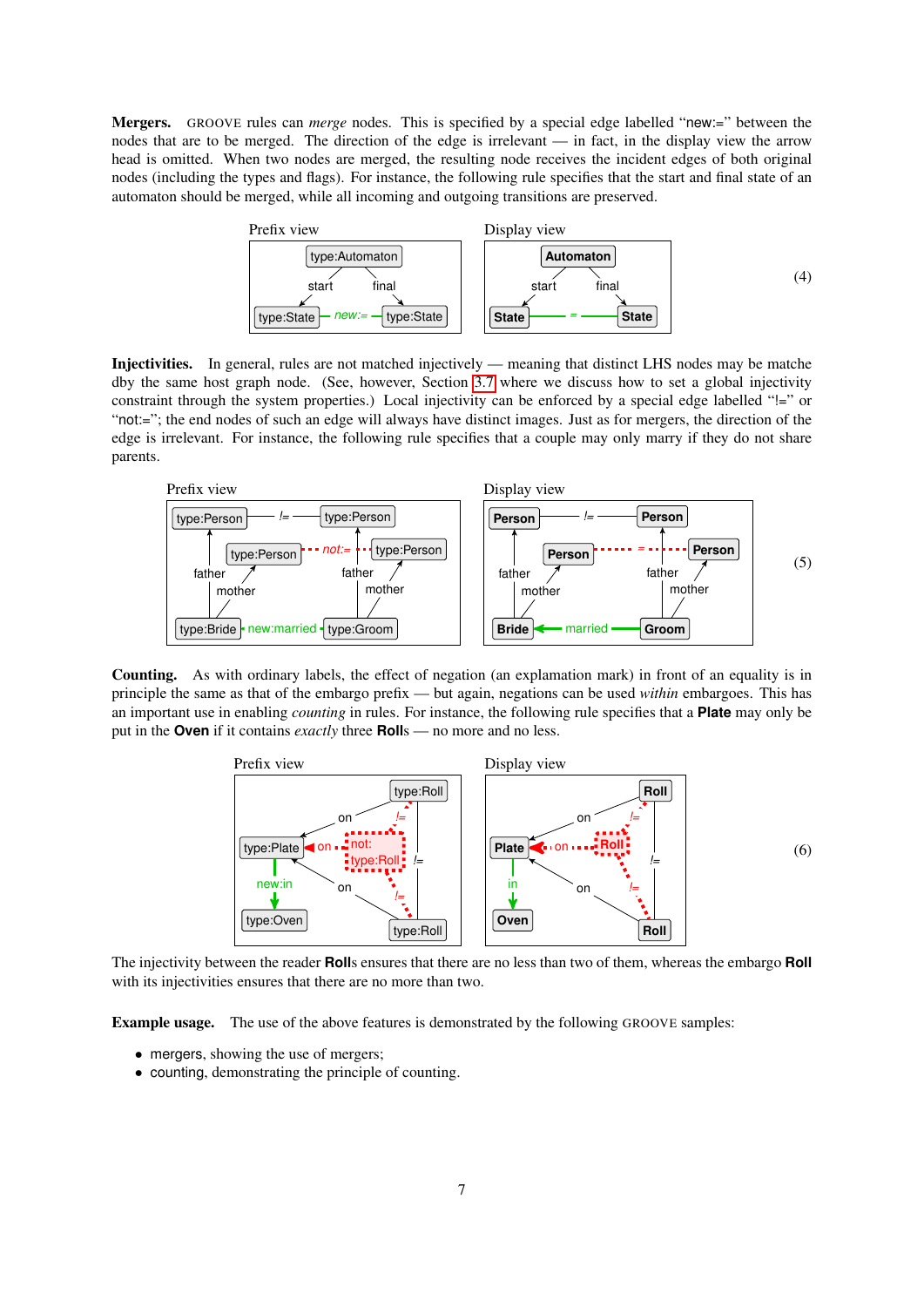**Mergers.** GROOVE rules can *merge* nodes. This is specified by a special edge labelled "new:=" between the nodes that are to be merged. The direction of the edge is irrelevant — in fact, in the display view the arrow head is omitted. When two nodes are merged, the resulting node receives the incident edges of both original nodes (including the types and flags). For instance, the following rule specifies that the start and final state of an automaton should be merged, while all incoming and outgoing transitions are preserved.

(4)

**Injectivities.** In general, rules are not matched injectively — meaning that distinct LHS nodes may be matche dby the same host graph node. (See, however, Section 3.7 where we discuss how to set a global injectivity constraint through the system properties.) Local injectivity can be enforced by a special edge labelled "!=" or "not:="; the end nodes of such an edge will always have distinct images. Just as for mergers, the direction of the edge is irrelevant. For instance, the following rule specifies that a couple may only marry if they do not share parents.

(5)

**Counting.** As with ordinary labels, the effect of negation (an explamation mark) in front of an equality is in principle the same as that of the embargo prefix — but again, negations can be used *within* embargoes. This has an important use in enabling *counting* in rules. For instance, the following rule specifies that a **Plate** may only be put in the **Oven** if it contains *exactly* three **Roll**s — no more and no less.

(6)

The injectivity between the reader **Roll**s ensures that there are no less than two of them, whereas the embargo **Roll** with its injectivities ensures that there are no more than two.

**Example usage.** The use of the above features is demonstrated by the following GROOVE samples:

- mergers, showing the use of mergers;
- counting, demonstrating the principle of counting.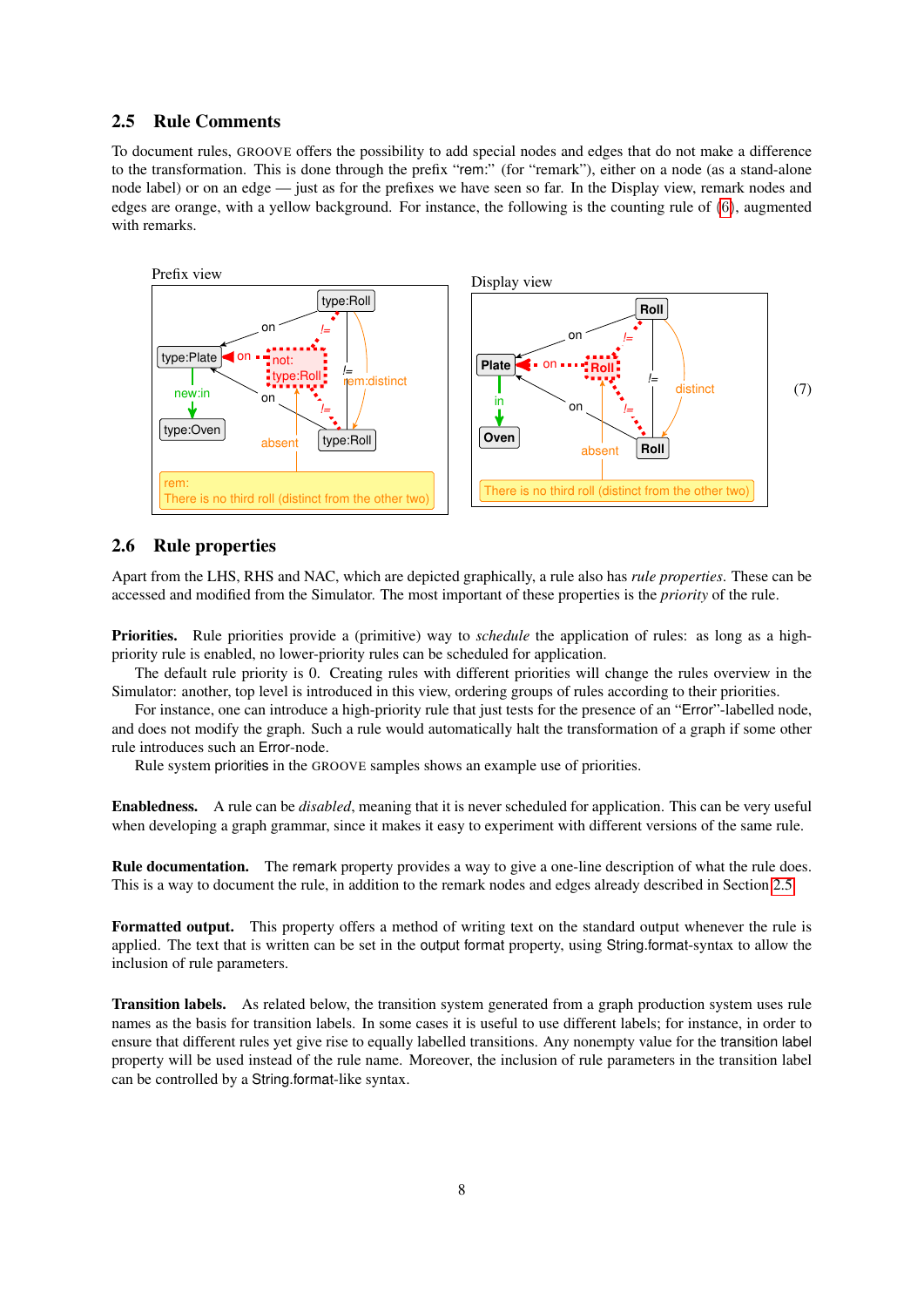## 2.5 Rule Comments

To document rules, GROOVE offers the possibility to add special nodes and edges that do not make a difference to the transformation. This is done through the prefix "rem:" (for "remark"), either on a node (as a stand-alone node label) or on an edge — just as for the prefixes we have seen so far. In the Display view, remark nodes and edges are orange, with a yellow background. For instance, the following is the counting rule of (6), augmented with remarks.

Prefix view

Display view

(7)

## 2.6 Rule properties

Apart from the LHS, RHS and NAC, which are depicted graphically, a rule also has *rule properties*. These can be accessed and modified from the Simulator. The most important of these properties is the *priority* of the rule.

**Priorities.** Rule priorities provide a (primitive) way to *schedule* the application of rules: as long as a high-priority rule is enabled, no lower-priority rules can be scheduled for application.

The default rule priority is 0. Creating rules with different priorities will change the rules overview in the Simulator: another, top level is introduced in this view, ordering groups of rules according to their priorities.

For instance, one can introduce a high-priority rule that just tests for the presence of an "Error"-labelled node, and does not modify the graph. Such a rule would automatically halt the transformation of a graph if some other rule introduces such an Error-node.

Rule system priorities in the GROOVE samples shows an example use of priorities.

**Enabledness.** A rule can be *disabled*, meaning that it is never scheduled for application. This can be very useful when developing a graph grammar, since it makes it easy to experiment with different versions of the same rule.

**Rule documentation.** The remark property provides a way to give a one-line description of what the rule does. This is a way to document the rule, in addition to the remark nodes and edges already described in Section 2.5.

**Formatted output.** This property offers a method of writing text on the standard output whenever the rule is applied. The text that is written can be set in the output format property, using String.format-syntax to allow the inclusion of rule parameters.

**Transition labels.** As related below, the transition system generated from a graph production system uses rule names as the basis for transition labels. In some cases it is useful to use different labels; for instance, in order to ensure that different rules yet give rise to equally labelled transitions. Any nonempty value for the transition label property will be used instead of the rule name. Moreover, the inclusion of rule parameters in the transition label can be controlled by a String.format-like syntax.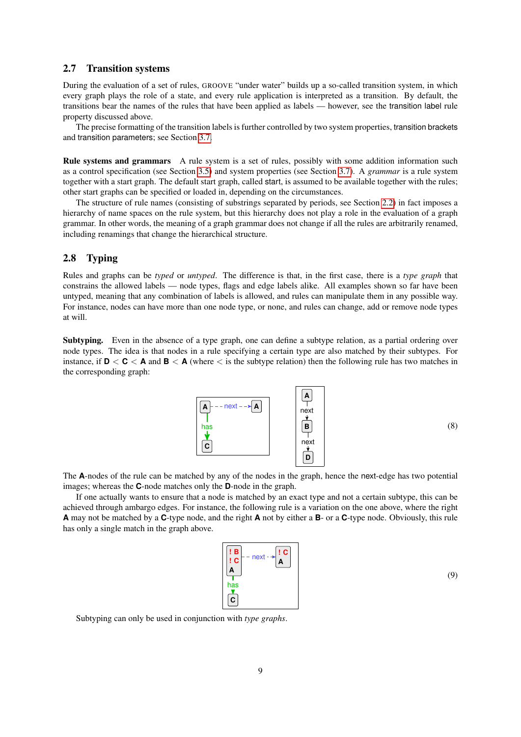## 2.7 Transition systems

During the evaluation of a set of rules, GROOVE "under water" builds up a so-called transition system, in which every graph plays the role of a state, and every rule application is interpreted as a transition. By default, the transitions bear the names of the rules that have been applied as labels — however, see the transition label rule property discussed above.

The precise formatting of the transition labels is further controlled by two system properties, transition brackets and transition parameters; see Section 3.7.

**Rule systems and grammars** A rule system is a set of rules, possibly with some addition information such as a control specification (see Section 3.5) and system properties (see Section 3.7). A *grammar* is a rule system together with a start graph. The default start graph, called start, is assumed to be available together with the rules; other start graphs can be specified or loaded in, depending on the circumstances.

The structure of rule names (consisting of substrings separated by periods, see Section 2.2) in fact imposes a hierarchy of name spaces on the rule system, but this hierarchy does not play a role in the evaluation of a graph grammar. In other words, the meaning of a graph grammar does not change if all the rules are arbitrarily renamed, including renamings that change the hierarchical structure.

## 2.8 Typing

Rules and graphs can be *typed* or *untyped*. The difference is that, in the first case, there is a *type graph* that constrains the allowed labels — node types, flags and edge labels alike. All examples shown so far have been untyped, meaning that any combination of labels is allowed, and rules can manipulate them in any possible way. For instance, nodes can have more than one node type, or none, and rules can change, add or remove node types at will.

**Subtyping.** Even in the absence of a type graph, one can define a subtype relation, as a partial ordering over node types. The idea is that nodes in a rule specifying a certain type are also matched by their subtypes. For instance, if **D** $<$ **C** $<$ **A** and **B** $<$ **A** (where $<$ is the subtype relation) then the following rule has two matches in the corresponding graph:

(8)

The **A**-nodes of the rule can be matched by any of the nodes in the graph, hence the next-edge has two potential images; whereas the **C**-node matches only the **D**-node in the graph.

If one actually wants to ensure that a node is matched by an exact type and not a certain subtype, this can be achieved through ambargo edges. For instance, the following rule is a variation on the one above, where the right **A** may not be matched by a **C**-type node, and the right **A** not by either a **B**- or a **C**-type node. Obviously, this rule has only a single match in the graph above.

(9)

Subtyping can only be used in conjunction with *type graphs*.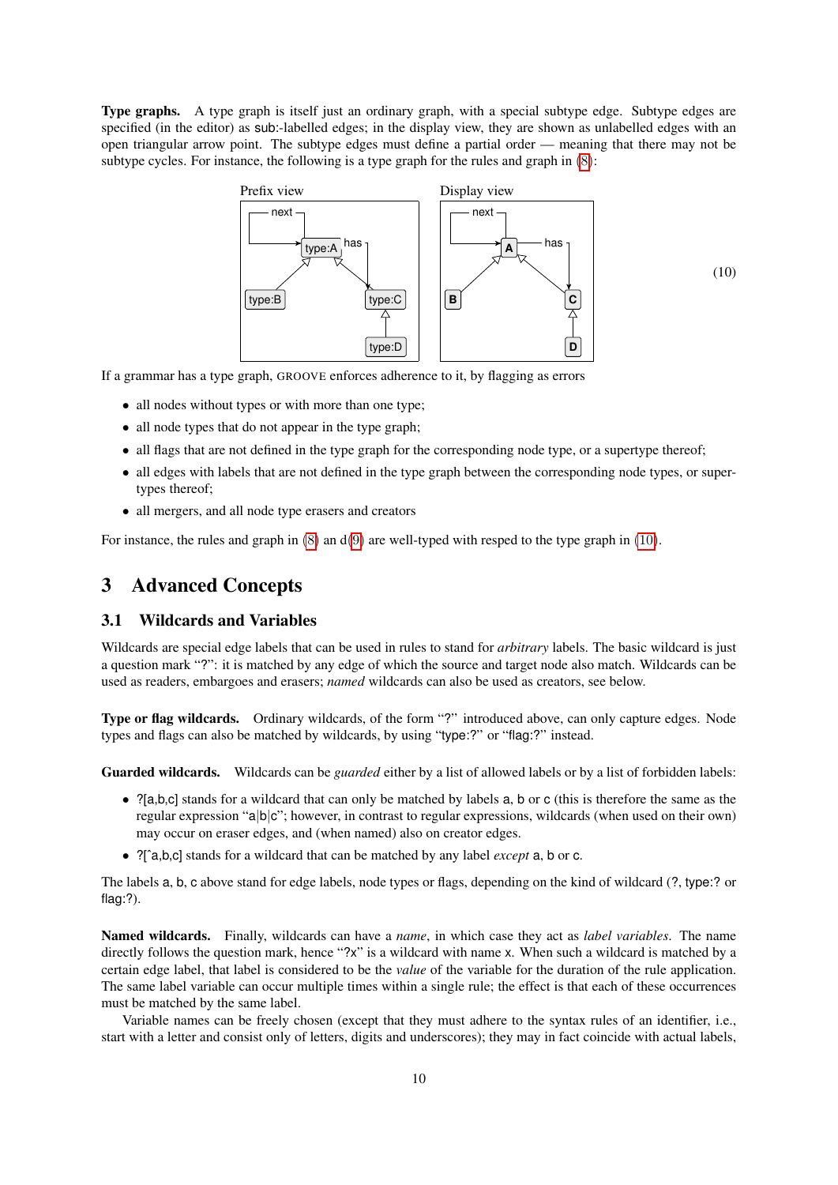**Type graphs.** A type graph is itself just an ordinary graph, with a special subtype edge. Subtype edges are specified (in the editor) as sub:-labelled edges; in the display view, they are shown as unlabelled edges with an open triangular arrow point. The subtype edges must define a partial order — meaning that there may not be subtype cycles. For instance, the following is a type graph for the rules and graph in (8):

Prefix view | Display view (10)

If a grammar has a type graph, GROOVE enforces adherence to it, by flagging as errors

- all nodes without types or with more than one type;
- all node types that do not appear in the type graph;
- all flags that are not defined in the type graph for the corresponding node type, or a supertype thereof;
- all edges with labels that are not defined in the type graph between the corresponding node types, or supertypes thereof;
- all mergers, and all node type erasers and creators

For instance, the rules and graph in (8) an d(9) are well-typed with resped to the type graph in (10).

## 3 Advanced Concepts

### 3.1 Wildcards and Variables

Wildcards are special edge labels that can be used in rules to stand for *arbitrary* labels. The basic wildcard is just a question mark "?": it is matched by any edge of which the source and target node also match. Wildcards can be used as readers, embargoes and erasers; *named* wildcards can also be used as creators, see below.

**Type or flag wildcards.** Ordinary wildcards, of the form "?" introduced above, can only capture edges. Node types and flags can also be matched by wildcards, by using "type:?" or "flag:?" instead.

**Guarded wildcards.** Wildcards can be *guarded* either by a list of allowed labels or by a list of forbidden labels:

- ?[a,b,c] stands for a wildcard that can only be matched by labels a, b or c (this is therefore the same as the regular expression "a|b|c"; however, in contrast to regular expressions, wildcards (when used on their own) may occur on eraser edges, and (when named) also on creator edges.
- ?[^a,b,c] stands for a wildcard that can be matched by any label *except* a, b or c.

The labels a, b, c above stand for edge labels, node types or flags, depending on the kind of wildcard (?, type:? or flag:?).

**Named wildcards.** Finally, wildcards can have a *name*, in which case they act as *label variables*. The name directly follows the question mark, hence "?x" is a wildcard with name x. When such a wildcard is matched by a certain edge label, that label is considered to be the *value* of the variable for the duration of the rule application. The same label variable can occur multiple times within a single rule; the effect is that each of these occurrences must be matched by the same label.

Variable names can be freely chosen (except that they must adhere to the syntax rules of an identifier, i.e., start with a letter and consist only of letters, digits and underscores); they may in fact coincide with actual labels,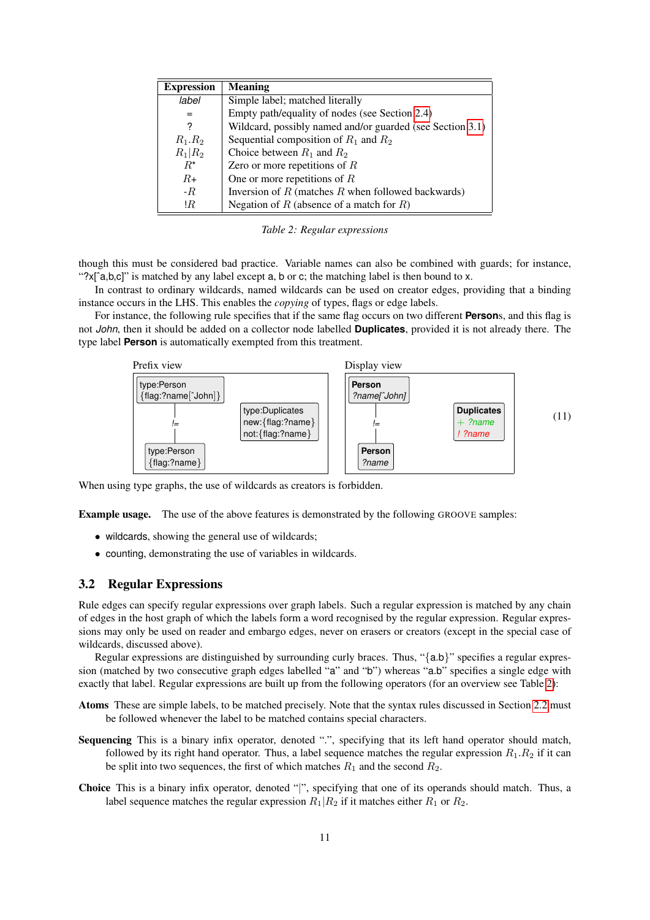| Expression | Meaning |
|---|---|
| *label* | Simple label; matched literally |
| = | Empty path/equality of nodes (see Section 2.4) |
| ? | Wildcard, possibly named and/or guarded (see Section 3.1) |
| $R_1.R_2$ | Sequential composition of $R_1$ and $R_2$ |
| $R_1\|R_2$ | Choice between $R_1$ and $R_2$ |
| $R^*$ | Zero or more repetitions of $R$ |
| $R+$ | One or more repetitions of $R$ |
| -$R$ | Inversion of $R$ (matches $R$ when followed backwards) |
| !$R$ | Negation of $R$ (absence of a match for $R$) |

*Table 2: Regular expressions*

though this must be considered bad practice. Variable names can also be combined with guards; for instance, "?x[^a,b,c]" is matched by any label except a, b or c; the matching label is then bound to x.

In contrast to ordinary wildcards, named wildcards can be used on creator edges, providing that a binding instance occurs in the LHS. This enables the *copying* of types, flags or edge labels.

For instance, the following rule specifies that if the same flag occurs on two different **Person**s, and this flag is not *John*, then it should be added on a collector node labelled **Duplicates**, provided it is not already there. The type label **Person** is automatically exempted from this treatment.

Prefix view: node "type:Person {flag:?name[^John]}" connected by edge "!=" to node "type:Person {flag:?name}"; node "type:Duplicates new:{flag:?name} not:{flag:?name}".

Display view: node "**Person** *?name[^John]*" connected by edge "!=" to node "**Person** *?name*"; node "**Duplicates** + *?name* ! *?name*". (11)

When using type graphs, the use of wildcards as creators is forbidden.

**Example usage.** The use of the above features is demonstrated by the following GROOVE samples:

- wildcards, showing the general use of wildcards;
- counting, demonstrating the use of variables in wildcards.

## 3.2 Regular Expressions

Rule edges can specify regular expressions over graph labels. Such a regular expression is matched by any chain of edges in the host graph of which the labels form a word recognised by the regular expression. Regular expressions may only be used on reader and embargo edges, never on erasers or creators (except in the special case of wildcards, discussed above).

Regular expressions are distinguished by surrounding curly braces. Thus, "{a.b}" specifies a regular expression (matched by two consecutive graph edges labelled "a" and "b") whereas "a.b" specifies a single edge with exactly that label. Regular expressions are built up from the following operators (for an overview see Table 2):

**Atoms** These are simple labels, to be matched precisely. Note that the syntax rules discussed in Section 2.2 must be followed whenever the label to be matched contains special characters.

**Sequencing** This is a binary infix operator, denoted ".", specifying that its left hand operator should match, followed by its right hand operator. Thus, a label sequence matches the regular expression $R_1.R_2$ if it can be split into two sequences, the first of which matches $R_1$ and the second $R_2$.

**Choice** This is a binary infix operator, denoted "|", specifying that one of its operands should match. Thus, a label sequence matches the regular expression $R_1|R_2$ if it matches either $R_1$ or $R_2$.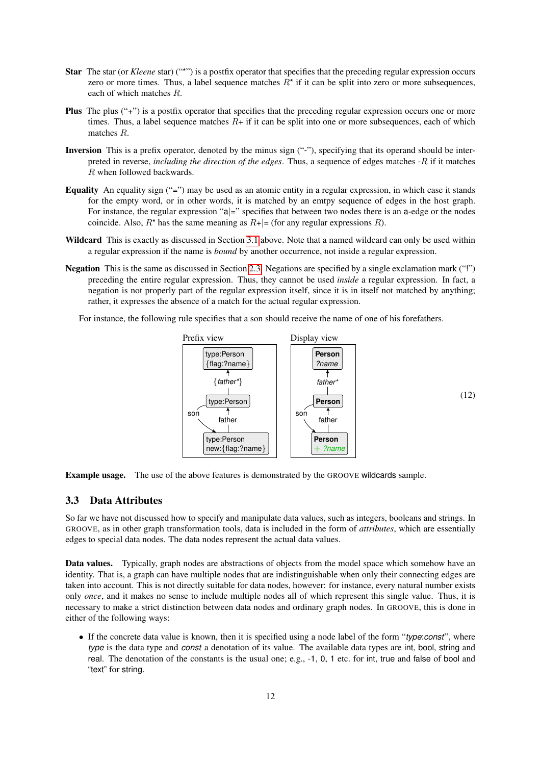**Star** The star (or *Kleene* star) (“*”) is a postfix operator that specifies that the preceding regular expression occurs zero or more times. Thus, a label sequence matches $R^*$ if it can be split into zero or more subsequences, each of which matches $R$.

**Plus** The plus (“+”) is a postfix operator that specifies that the preceding regular expression occurs one or more times. Thus, a label sequence matches $R+$ if it can be split into one or more subsequences, each of which matches $R$.

**Inversion** This is a prefix operator, denoted by the minus sign (“-”), specifying that its operand should be interpreted in reverse, *including the direction of the edges*. Thus, a sequence of edges matches -$R$ if it matches $R$ when followed backwards.

**Equality** An equality sign (“=”) may be used as an atomic entity in a regular expression, in which case it stands for the empty word, or in other words, it is matched by an emtpy sequence of edges in the host graph. For instance, the regular expression “a|=” specifies that between two nodes there is an a-edge or the nodes coincide. Also, $R^*$ has the same meaning as $R+|=$ (for any regular expressions $R$).

**Wildcard** This is exactly as discussed in Section 3.1 above. Note that a named wildcard can only be used within a regular expression if the name is *bound* by another occurrence, not inside a regular expression.

**Negation** This is the same as discussed in Section 2.3. Negations are specified by a single exclamation mark (“!”) preceding the entire regular expression. Thus, they cannot be used *inside* a regular expression. In fact, a negation is not properly part of the regular expression itself, since it is in itself not matched by anything; rather, it expresses the absence of a match for the actual regular expression.

For instance, the following rule specifies that a son should receive the name of one of his forefathers.

| Prefix view | Display view |
|---|---|
| type:Person {flag:?name} | **Person** *?name* |
| ↑ {*father**} | ↑ *father** |
| type:Person | **Person** |
| son ↘ ↑ father | son ↘ ↑ father |
| type:Person new:{flag:?name} | **Person** + *?name* |

(12)

**Example usage.** The use of the above features is demonstrated by the GROOVE wildcards sample.

## 3.3 Data Attributes

So far we have not discussed how to specify and manipulate data values, such as integers, booleans and strings. In GROOVE, as in other graph transformation tools, data is included in the form of *attributes*, which are essentially edges to special data nodes. The data nodes represent the actual data values.

**Data values.** Typically, graph nodes are abstractions of objects from the model space which somehow have an identity. That is, a graph can have multiple nodes that are indistinguishable when only their connecting edges are taken into account. This is not directly suitable for data nodes, however: for instance, every natural number exists only *once*, and it makes no sense to include multiple nodes all of which represent this single value. Thus, it is necessary to make a strict distinction between data nodes and ordinary graph nodes. In GROOVE, this is done in either of the following ways:

- If the concrete data value is known, then it is specified using a node label of the form “*type*:*const*”, where *type* is the data type and *const* a denotation of its value. The available data types are int, bool, string and real. The denotation of the constants is the usual one; e.g., -1, 0, 1 etc. for int, true and false of bool and “text” for string.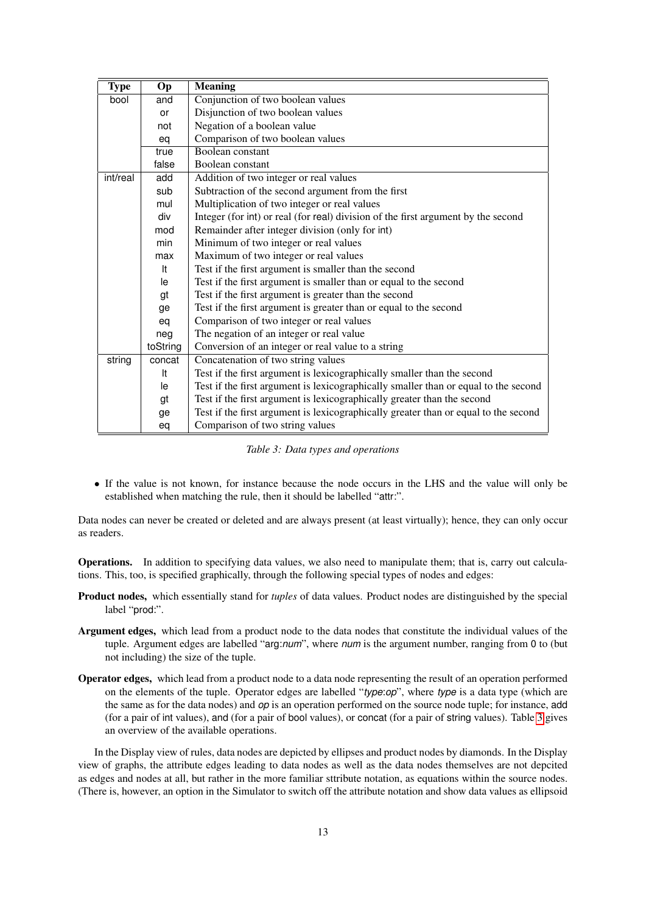| Type | Op | Meaning |
| --- | --- | --- |
| bool | and | Conjunction of two boolean values |
| | or | Disjunction of two boolean values |
| | not | Negation of a boolean value |
| | eq | Comparison of two boolean values |
| | true | Boolean constant |
| | false | Boolean constant |
| int/real | add | Addition of two integer or real values |
| | sub | Subtraction of the second argument from the first |
| | mul | Multiplication of two integer or real values |
| | div | Integer (for int) or real (for real) division of the first argument by the second |
| | mod | Remainder after integer division (only for int) |
| | min | Minimum of two integer or real values |
| | max | Maximum of two integer or real values |
| | lt | Test if the first argument is smaller than the second |
| | le | Test if the first argument is smaller than or equal to the second |
| | gt | Test if the first argument is greater than the second |
| | ge | Test if the first argument is greater than or equal to the second |
| | eq | Comparison of two integer or real values |
| | neg | The negation of an integer or real value |
| | toString | Conversion of an integer or real value to a string |
| string | concat | Concatenation of two string values |
| | lt | Test if the first argument is lexicographically smaller than the second |
| | le | Test if the first argument is lexicographically smaller than or equal to the second |
| | gt | Test if the first argument is lexicographically greater than the second |
| | ge | Test if the first argument is lexicographically greater than or equal to the second |
| | eq | Comparison of two string values |

*Table 3: Data types and operations*

- If the value is not known, for instance because the node occurs in the LHS and the value will only be established when matching the rule, then it should be labelled "attr:".

Data nodes can never be created or deleted and are always present (at least virtually); hence, they can only occur as readers.

**Operations.** In addition to specifying data values, we also need to manipulate them; that is, carry out calculations. This, too, is specified graphically, through the following special types of nodes and edges:

**Product nodes,** which essentially stand for *tuples* of data values. Product nodes are distinguished by the special label "prod:".

**Argument edges,** which lead from a product node to the data nodes that constitute the individual values of the tuple. Argument edges are labelled "arg:*num*", where *num* is the argument number, ranging from 0 to (but not including) the size of the tuple.

**Operator edges,** which lead from a product node to a data node representing the result of an operation performed on the elements of the tuple. Operator edges are labelled "*type*:*op*", where *type* is a data type (which are the same as for the data nodes) and *op* is an operation performed on the source node tuple; for instance, add (for a pair of int values), and (for a pair of bool values), or concat (for a pair of string values). Table 3 gives an overview of the available operations.

In the Display view of rules, data nodes are depicted by ellipses and product nodes by diamonds. In the Display view of graphs, the attribute edges leading to data nodes as well as the data nodes themselves are not depcited as edges and nodes at all, but rather in the more familiar sttribute notation, as equations within the source nodes. (There is, however, an option in the Simulator to switch off the attribute notation and show data values as ellipsoid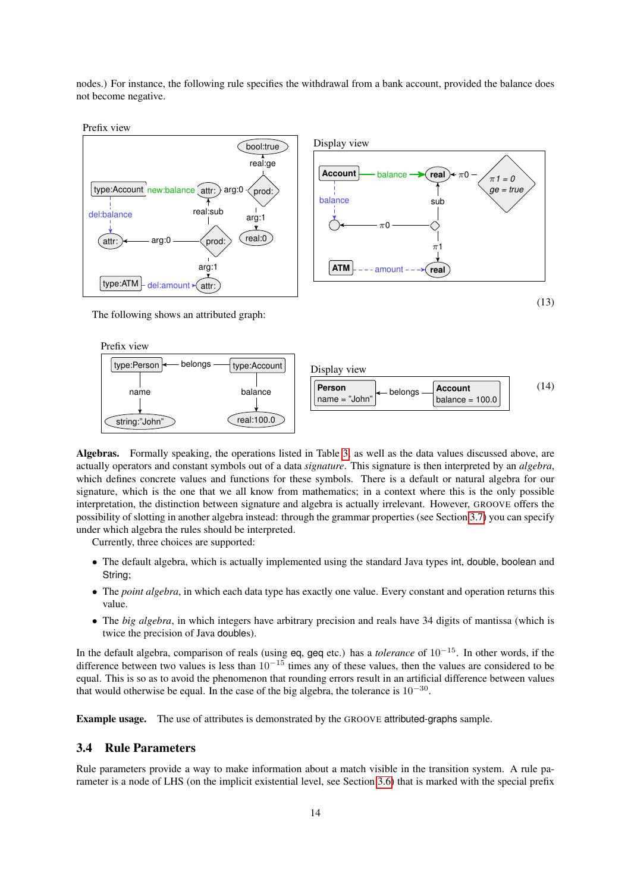nodes.) For instance, the following rule specifies the withdrawal from a bank account, provided the balance does not become negative.

Prefix view

Display view

(13)

The following shows an attributed graph:

Prefix view

Display view

(14)

**Algebras.** Formally speaking, the operations listed in Table 3, as well as the data values discussed above, are actually operators and constant symbols out of a data *signature*. This signature is then interpreted by an *algebra*, which defines concrete values and functions for these symbols. There is a default or natural algebra for our signature, which is the one that we all know from mathematics; in a context where this is the only possible interpretation, the distinction between signature and algebra is actually irrelevant. However, GROOVE offers the possibility of slotting in another algebra instead: through the grammar properties (see Section 3.7) you can specify under which algebra the rules should be interpreted.

Currently, three choices are supported:

- The default algebra, which is actually implemented using the standard Java types int, double, boolean and String;
- The *point algebra*, in which each data type has exactly one value. Every constant and operation returns this value.
- The *big algebra*, in which integers have arbitrary precision and reals have 34 digits of mantissa (which is twice the precision of Java doubles).

In the default algebra, comparison of reals (using eq, geq etc.) has a *tolerance* of $10^{-15}$. In other words, if the difference between two values is less than $10^{-15}$ times any of these values, then the values are considered to be equal. This is so as to avoid the phenomenon that rounding errors result in an artificial difference between values that would otherwise be equal. In the case of the big algebra, the tolerance is $10^{-30}$.

**Example usage.** The use of attributes is demonstrated by the GROOVE attributed-graphs sample.

## 3.4 Rule Parameters

Rule parameters provide a way to make information about a match visible in the transition system. A rule parameter is a node of LHS (on the implicit existential level, see Section 3.6) that is marked with the special prefix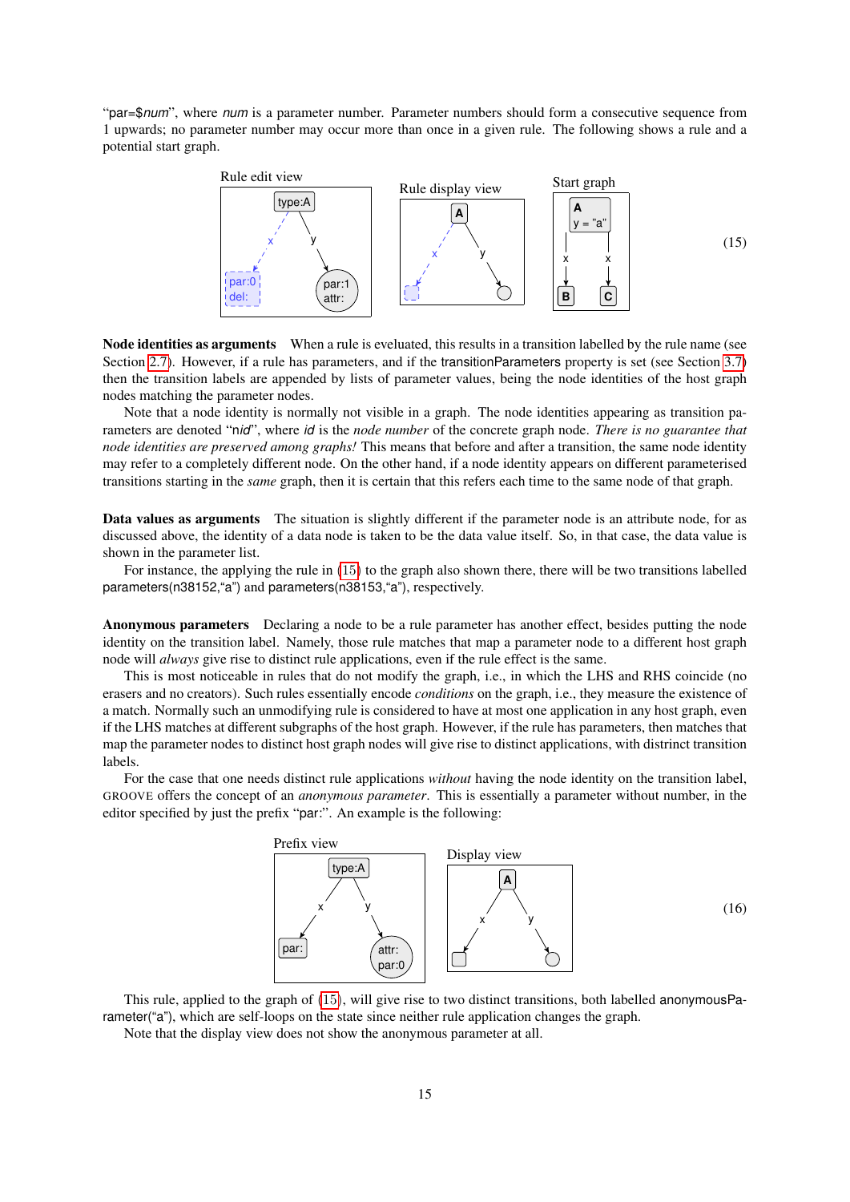"par=$*num*", where *num* is a parameter number. Parameter numbers should form a consecutive sequence from 1 upwards; no parameter number may occur more than once in a given rule. The following shows a rule and a potential start graph.

Rule edit view | Rule display view | Start graph (15)

**Node identities as arguments** When a rule is eveluated, this results in a transition labelled by the rule name (see Section 2.7). However, if a rule has parameters, and if the transitionParameters property is set (see Section 3.7) then the transition labels are appended by lists of parameter values, being the node identities of the host graph nodes matching the parameter nodes.

Note that a node identity is normally not visible in a graph. The node identities appearing as transition parameters are denoted "n*id*", where *id* is the *node number* of the concrete graph node. *There is no guarantee that node identities are preserved among graphs!* This means that before and after a transition, the same node identity may refer to a completely different node. On the other hand, if a node identity appears on different parameterised transitions starting in the *same* graph, then it is certain that this refers each time to the same node of that graph.

**Data values as arguments** The situation is slightly different if the parameter node is an attribute node, for as discussed above, the identity of a data node is taken to be the data value itself. So, in that case, the data value is shown in the parameter list.

For instance, the applying the rule in (15) to the graph also shown there, there will be two transitions labelled parameters(n38152,"a") and parameters(n38153,"a"), respectively.

**Anonymous parameters** Declaring a node to be a rule parameter has another effect, besides putting the node identity on the transition label. Namely, those rule matches that map a parameter node to a different host graph node will *always* give rise to distinct rule applications, even if the rule effect is the same.

This is most noticeable in rules that do not modify the graph, i.e., in which the LHS and RHS coincide (no erasers and no creators). Such rules essentially encode *conditions* on the graph, i.e., they measure the existence of a match. Normally such an unmodifying rule is considered to have at most one application in any host graph, even if the LHS matches at different subgraphs of the host graph. However, if the rule has parameters, then matches that map the parameter nodes to distinct host graph nodes will give rise to distinct applications, with distrinct transition labels.

For the case that one needs distinct rule applications *without* having the node identity on the transition label, GROOVE offers the concept of an *anonymous parameter*. This is essentially a parameter without number, in the editor specified by just the prefix "par:". An example is the following:

Prefix view | Display view (16)

This rule, applied to the graph of (15), will give rise to two distinct transitions, both labelled anonymousParameter("a"), which are self-loops on the state since neither rule application changes the graph.

Note that the display view does not show the anonymous parameter at all.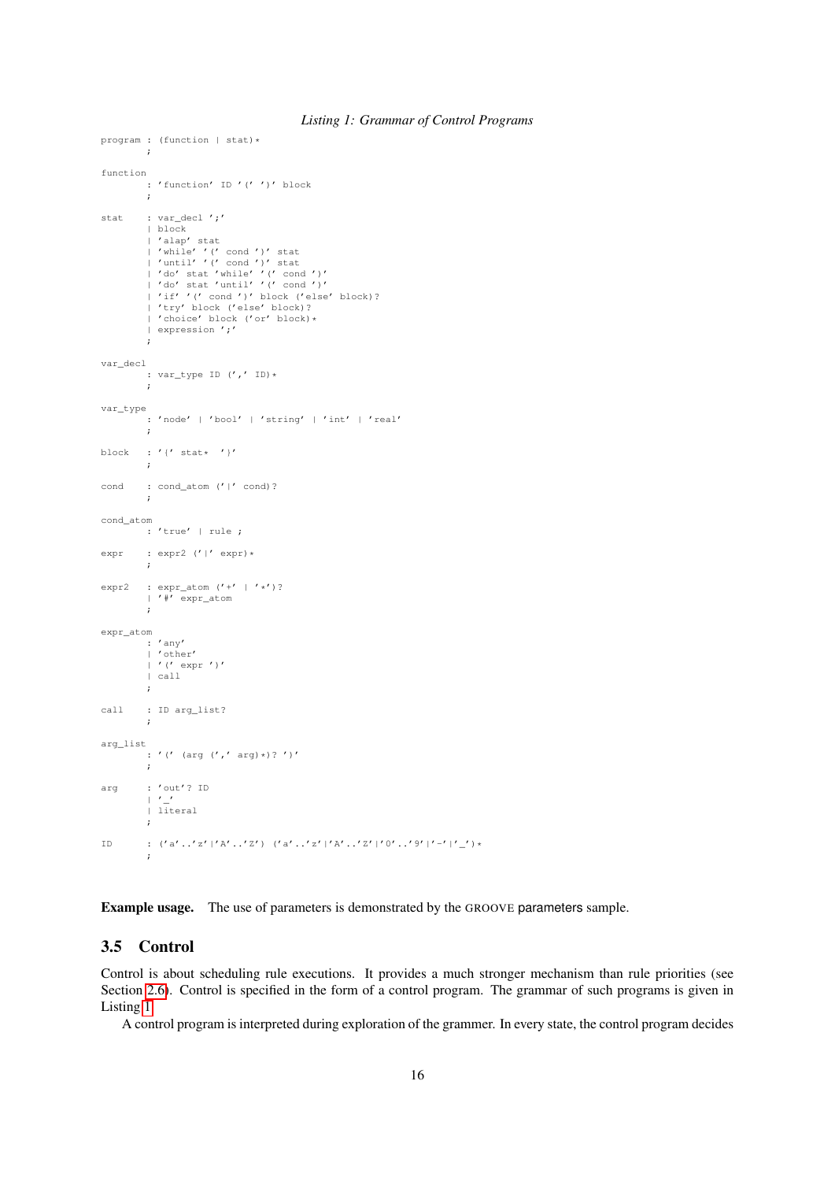*Listing 1: Grammar of Control Programs*

```
program : (function | stat)*
        ;

function
        : 'function' ID '(' ')' block
        ;

stat    : var_decl ';'
        | block
        | 'alap' stat
        | 'while' '(' cond ')' stat
        | 'until' '(' cond ')' stat
        | 'do' stat 'while' '(' cond ')'
        | 'do' stat 'until' '(' cond ')'
        | 'if' '(' cond ')' block ('else' block)?
        | 'try' block ('else' block)?
        | 'choice' block ('or' block)*
        | expression ';'
        ;

var_decl
        : var_type ID (',' ID)*
        ;

var_type
        : 'node' | 'bool' | 'string' | 'int' | 'real'
        ;

block   : '{' stat*  '}'
        ;

cond    : cond_atom ('|' cond)?
        ;

cond_atom
        : 'true' | rule ;

expr    : expr2 ('|' expr)*
        ;

expr2   : expr_atom ('+' | '*')?
        | '#' expr_atom
        ;

expr_atom
        : 'any'
        | 'other'
        | '(' expr ')'
        | call
        ;

call    : ID arg_list?
        ;

arg_list
        : '(' (arg (',' arg)*)? ')'
        ;

arg     : 'out'? ID
        | '_'
        | literal
        ;

ID      : ('a'..'z'|'A'..'Z') ('a'..'z'|'A'..'Z'|'0'..'9'|'-'|'_')*
        ;
```

**Example usage.** The use of parameters is demonstrated by the GROOVE parameters sample.

## 3.5 Control

Control is about scheduling rule executions. It provides a much stronger mechanism than rule priorities (see Section 2.6). Control is specified in the form of a control program. The grammar of such programs is given in Listing 1.

A control program is interpreted during exploration of the grammer. In every state, the control program decides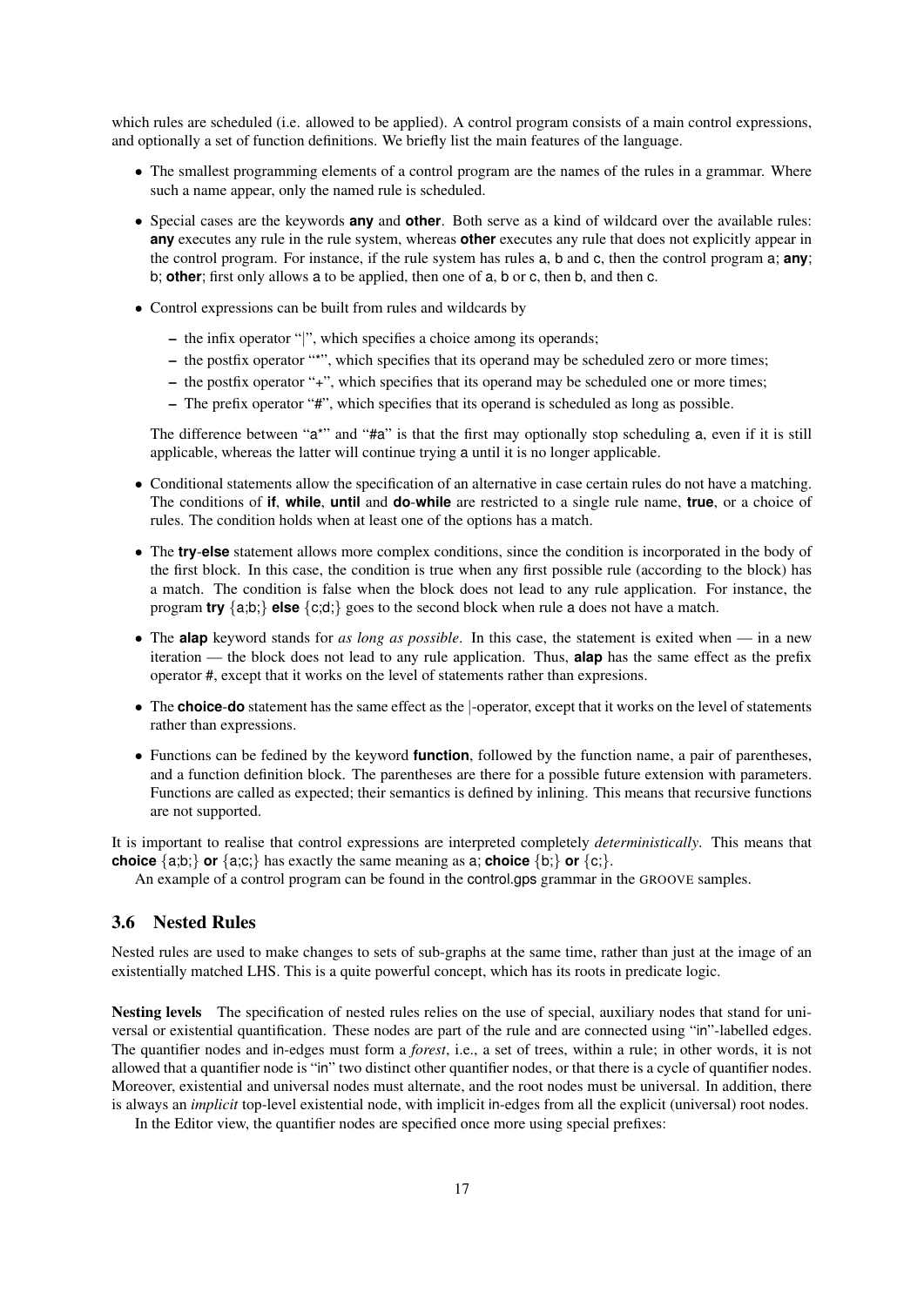which rules are scheduled (i.e. allowed to be applied). A control program consists of a main control expressions, and optionally a set of function definitions. We briefly list the main features of the language.

- The smallest programming elements of a control program are the names of the rules in a grammar. Where such a name appear, only the named rule is scheduled.
- Special cases are the keywords **any** and **other**. Both serve as a kind of wildcard over the available rules: **any** executes any rule in the rule system, whereas **other** executes any rule that does not explicitly appear in the control program. For instance, if the rule system has rules a, b and c, then the control program a; **any**; b; **other**; first only allows a to be applied, then one of a, b or c, then b, and then c.
- Control expressions can be built from rules and wildcards by
  - the infix operator "|", which specifies a choice among its operands;
  - the postfix operator "*", which specifies that its operand may be scheduled zero or more times;
  - the postfix operator "+", which specifies that its operand may be scheduled one or more times;
  - The prefix operator "#", which specifies that its operand is scheduled as long as possible.

  The difference between "a*" and "#a" is that the first may optionally stop scheduling a, even if it is still applicable, whereas the latter will continue trying a until it is no longer applicable.
- Conditional statements allow the specification of an alternative in case certain rules do not have a matching. The conditions of **if**, **while**, **until** and **do**-**while** are restricted to a single rule name, **true**, or a choice of rules. The condition holds when at least one of the options has a match.
- The **try**-**else** statement allows more complex conditions, since the condition is incorporated in the body of the first block. In this case, the condition is true when any first possible rule (according to the block) has a match. The condition is false when the block does not lead to any rule application. For instance, the program **try** {a;b;} **else** {c;d;} goes to the second block when rule a does not have a match.
- The **alap** keyword stands for *as long as possible*. In this case, the statement is exited when — in a new iteration — the block does not lead to any rule application. Thus, **alap** has the same effect as the prefix operator #, except that it works on the level of statements rather than expresions.
- The **choice**-**do** statement has the same effect as the |-operator, except that it works on the level of statements rather than expressions.
- Functions can be fedined by the keyword **function**, followed by the function name, a pair of parentheses, and a function definition block. The parentheses are there for a possible future extension with parameters. Functions are called as expected; their semantics is defined by inlining. This means that recursive functions are not supported.

It is important to realise that control expressions are interpreted completely *deterministically*. This means that **choice** {a;b;} **or** {a;c;} has exactly the same meaning as a; **choice** {b;} **or** {c;}.

An example of a control program can be found in the control.gps grammar in the GROOVE samples.

## 3.6 Nested Rules

Nested rules are used to make changes to sets of sub-graphs at the same time, rather than just at the image of an existentially matched LHS. This is a quite powerful concept, which has its roots in predicate logic.

**Nesting levels** The specification of nested rules relies on the use of special, auxiliary nodes that stand for universal or existential quantification. These nodes are part of the rule and are connected using "in"-labelled edges. The quantifier nodes and in-edges must form a *forest*, i.e., a set of trees, within a rule; in other words, it is not allowed that a quantifier node is "in" two distinct other quantifier nodes, or that there is a cycle of quantifier nodes. Moreover, existential and universal nodes must alternate, and the root nodes must be universal. In addition, there is always an *implicit* top-level existential node, with implicit in-edges from all the explicit (universal) root nodes.

In the Editor view, the quantifier nodes are specified once more using special prefixes: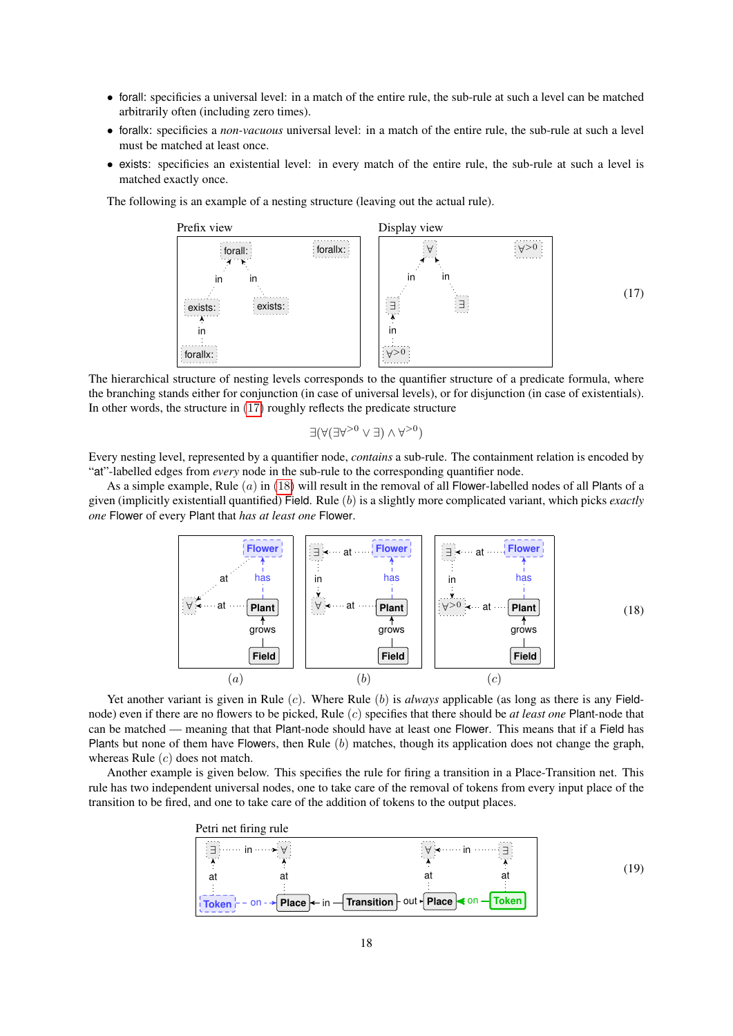- forall: specificies a universal level: in a match of the entire rule, the sub-rule at such a level can be matched arbitrarily often (including zero times).
- forallx: specificies a *non-vacuous* universal level: in a match of the entire rule, the sub-rule at such a level must be matched at least once.
- exists: specificies an existential level: in every match of the entire rule, the sub-rule at such a level is matched exactly once.

The following is an example of a nesting structure (leaving out the actual rule).

Prefix view | Display view (17)

The hierarchical structure of nesting levels corresponds to the quantifier structure of a predicate formula, where the branching stands either for conjunction (in case of universal levels), or for disjunction (in case of existentials). In other words, the structure in (17) roughly reflects the predicate structure

$$\exists(\forall(\exists\forall^{>0} \vee \exists) \wedge \forall^{>0})$$

Every nesting level, represented by a quantifier node, *contains* a sub-rule. The containment relation is encoded by "at"-labelled edges from *every* node in the sub-rule to the corresponding quantifier node.

As a simple example, Rule $(a)$ in (18) will result in the removal of all Flower-labelled nodes of all Plants of a given (implicitly existentiall quantified) Field. Rule $(b)$ is a slightly more complicated variant, which picks *exactly one* Flower of every Plant that *has at least one* Flower.

(18)

Yet another variant is given in Rule $(c)$. Where Rule $(b)$ is *always* applicable (as long as there is any Field-node) even if there are no flowers to be picked, Rule $(c)$ specifies that there should be *at least one* Plant-node that can be matched — meaning that that Plant-node should have at least one Flower. This means that if a Field has Plants but none of them have Flowers, then Rule $(b)$ matches, though its application does not change the graph, whereas Rule $(c)$ does not match.

Another example is given below. This specifies the rule for firing a transition in a Place-Transition net. This rule has two independent universal nodes, one to take care of the removal of tokens from every input place of the transition to be fired, and one to take care of the addition of tokens to the output places.

Petri net firing rule (19)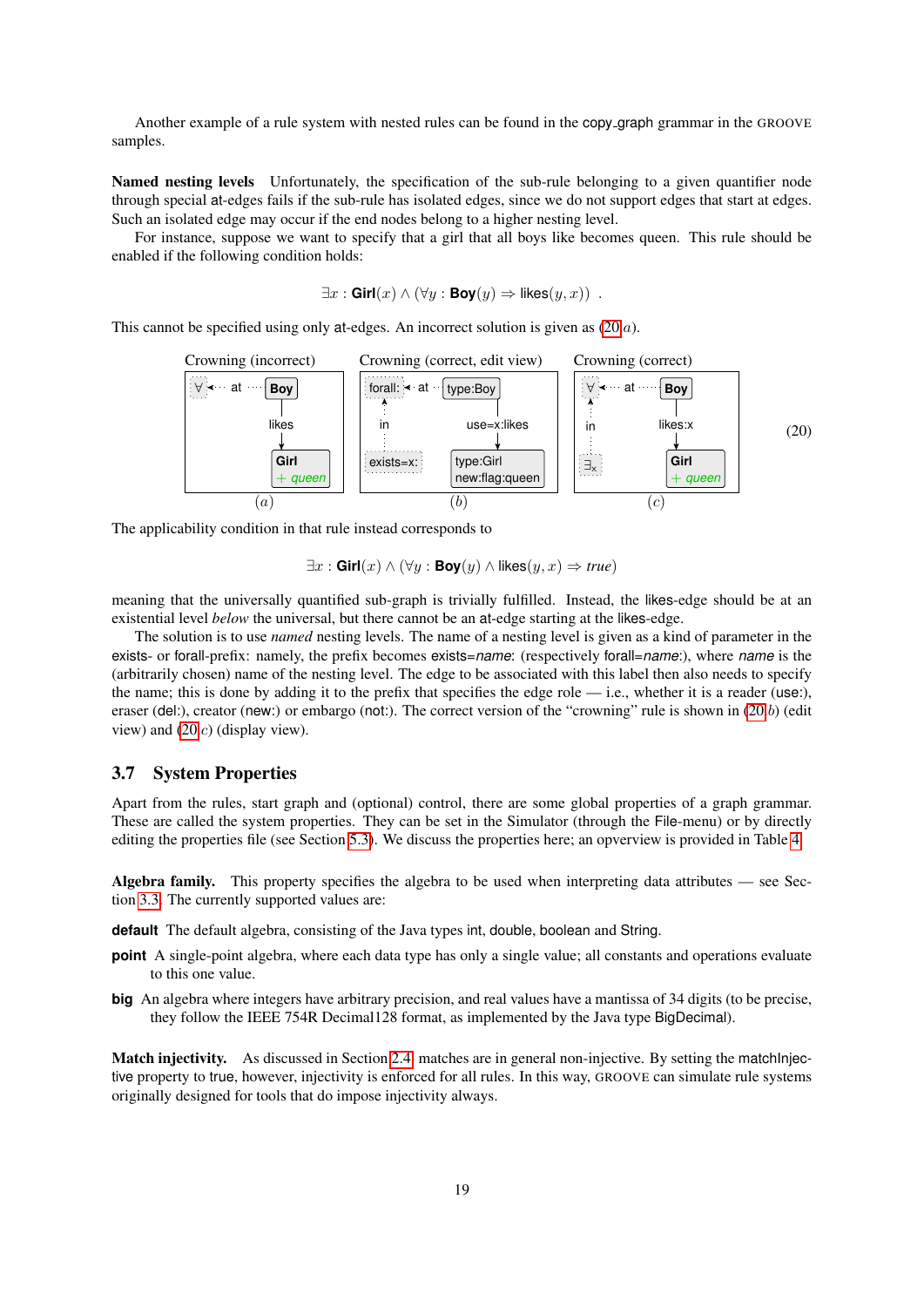Another example of a rule system with nested rules can be found in the copy_graph grammar in the GROOVE samples.

**Named nesting levels** Unfortunately, the specification of the sub-rule belonging to a given quantifier node through special at-edges fails if the sub-rule has isolated edges, since we do not support edges that start at edges. Such an isolated edge may occur if the end nodes belong to a higher nesting level.

For instance, suppose we want to specify that a girl that all boys like becomes queen. This rule should be enabled if the following condition holds:

$$\exists x : \textsf{Girl}(x) \wedge (\forall y : \textsf{Boy}(y) \Rightarrow \textsf{likes}(y, x)) \enspace .$$

This cannot be specified using only at-edges. An incorrect solution is given as (20$a$).

Crowning (incorrect) | Crowning (correct, edit view) | Crowning (correct) (20)

($a$) ($b$) ($c$)

The applicability condition in that rule instead corresponds to

$$\exists x : \textsf{Girl}(x) \wedge (\forall y : \textsf{Boy}(y) \wedge \textsf{likes}(y, x) \Rightarrow \mathit{true})$$

meaning that the universally quantified sub-graph is trivially fulfilled. Instead, the likes-edge should be at an existential level *below* the universal, but there cannot be an at-edge starting at the likes-edge.

The solution is to use *named* nesting levels. The name of a nesting level is given as a kind of parameter in the exists- or forall-prefix: namely, the prefix becomes exists=*name*: (respectively forall=*name*:), where *name* is the (arbitrarily chosen) name of the nesting level. The edge to be associated with this label then also needs to specify the name; this is done by adding it to the prefix that specifies the edge role — i.e., whether it is a reader (use:), eraser (del:), creator (new:) or embargo (not:). The correct version of the "crowning" rule is shown in (20$b$) (edit view) and (20$c$) (display view).

## 3.7 System Properties

Apart from the rules, start graph and (optional) control, there are some global properties of a graph grammar. These are called the system properties. They can be set in the Simulator (through the File-menu) or by directly editing the properties file (see Section 5.3). We discuss the properties here; an opverview is provided in Table 4.

**Algebra family.** This property specifies the algebra to be used when interpreting data attributes — see Section 3.3. The currently supported values are:

**default** The default algebra, consisting of the Java types int, double, boolean and String.

**point** A single-point algebra, where each data type has only a single value; all constants and operations evaluate to this one value.

**big** An algebra where integers have arbitrary precision, and real values have a mantissa of 34 digits (to be precise, they follow the IEEE 754R Decimal128 format, as implemented by the Java type BigDecimal).

**Match injectivity.** As discussed in Section 2.4, matches are in general non-injective. By setting the matchInjective property to true, however, injectivity is enforced for all rules. In this way, GROOVE can simulate rule systems originally designed for tools that do impose injectivity always.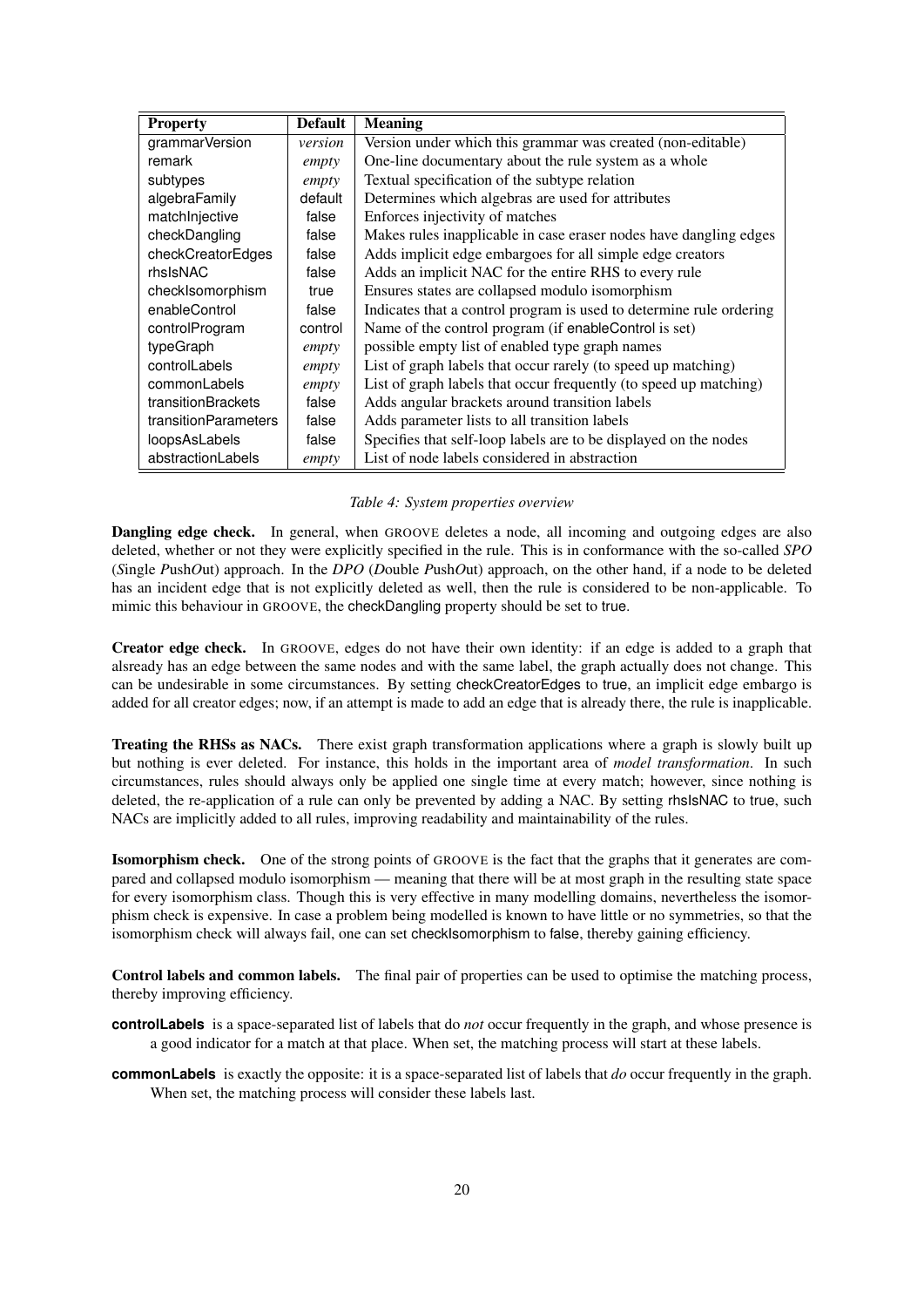| Property | Default | Meaning |
|---|---|---|
| grammarVersion | *version* | Version under which this grammar was created (non-editable) |
| remark | *empty* | One-line documentary about the rule system as a whole |
| subtypes | *empty* | Textual specification of the subtype relation |
| algebraFamily | default | Determines which algebras are used for attributes |
| matchInjective | false | Enforces injectivity of matches |
| checkDangling | false | Makes rules inapplicable in case eraser nodes have dangling edges |
| checkCreatorEdges | false | Adds implicit edge embargoes for all simple edge creators |
| rhsIsNAC | false | Adds an implicit NAC for the entire RHS to every rule |
| checkIsomorphism | true | Ensures states are collapsed modulo isomorphism |
| enableControl | false | Indicates that a control program is used to determine rule ordering |
| controlProgram | control | Name of the control program (if enableControl is set) |
| typeGraph | *empty* | possible empty list of enabled type graph names |
| controlLabels | *empty* | List of graph labels that occur rarely (to speed up matching) |
| commonLabels | *empty* | List of graph labels that occur frequently (to speed up matching) |
| transitionBrackets | false | Adds angular brackets around transition labels |
| transitionParameters | false | Adds parameter lists to all transition labels |
| loopsAsLabels | false | Specifies that self-loop labels are to be displayed on the nodes |
| abstractionLabels | *empty* | List of node labels considered in abstraction |

*Table 4: System properties overview*

**Dangling edge check.** In general, when GROOVE deletes a node, all incoming and outgoing edges are also deleted, whether or not they were explicitly specified in the rule. This is in conformance with the so-called *SPO* (*S*ingle *P*ush*O*ut) approach. In the *DPO* (*D*ouble *P*ush*O*ut) approach, on the other hand, if a node to be deleted has an incident edge that is not explicitly deleted as well, then the rule is considered to be non-applicable. To mimic this behaviour in GROOVE, the checkDangling property should be set to true.

**Creator edge check.** In GROOVE, edges do not have their own identity: if an edge is added to a graph that alsready has an edge between the same nodes and with the same label, the graph actually does not change. This can be undesirable in some circumstances. By setting checkCreatorEdges to true, an implicit edge embargo is added for all creator edges; now, if an attempt is made to add an edge that is already there, the rule is inapplicable.

**Treating the RHSs as NACs.** There exist graph transformation applications where a graph is slowly built up but nothing is ever deleted. For instance, this holds in the important area of *model transformation*. In such circumstances, rules should always only be applied one single time at every match; however, since nothing is deleted, the re-application of a rule can only be prevented by adding a NAC. By setting rhsIsNAC to true, such NACs are implicitly added to all rules, improving readability and maintainability of the rules.

**Isomorphism check.** One of the strong points of GROOVE is the fact that the graphs that it generates are compared and collapsed modulo isomorphism — meaning that there will be at most graph in the resulting state space for every isomorphism class. Though this is very effective in many modelling domains, nevertheless the isomorphism check is expensive. In case a problem being modelled is known to have little or no symmetries, so that the isomorphism check will always fail, one can set checkIsomorphism to false, thereby gaining efficiency.

**Control labels and common labels.** The final pair of properties can be used to optimise the matching process, thereby improving efficiency.

**controlLabels** is a space-separated list of labels that do *not* occur frequently in the graph, and whose presence is a good indicator for a match at that place. When set, the matching process will start at these labels.

**commonLabels** is exactly the opposite: it is a space-separated list of labels that *do* occur frequently in the graph. When set, the matching process will consider these labels last.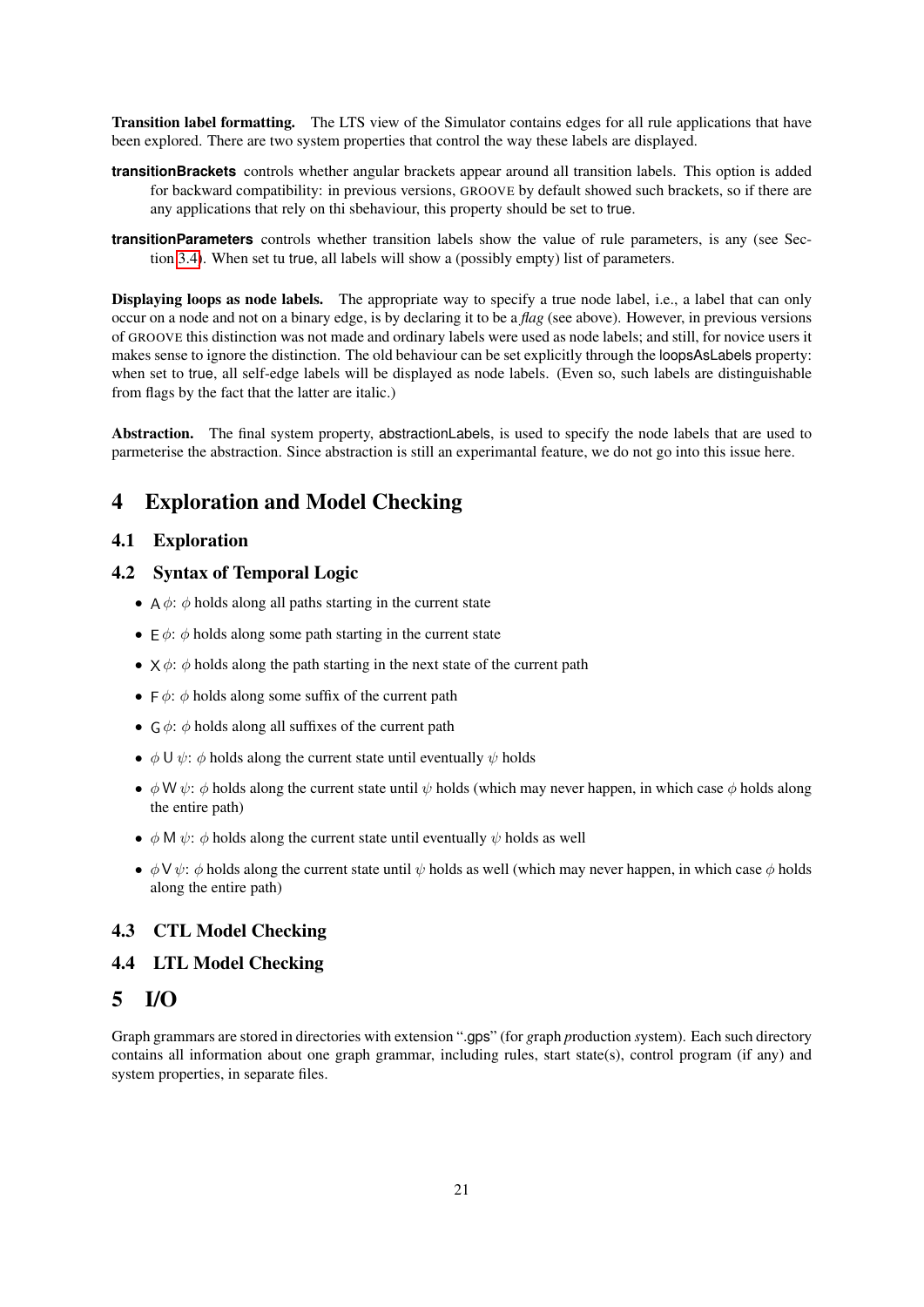**Transition label formatting.** The LTS view of the Simulator contains edges for all rule applications that have been explored. There are two system properties that control the way these labels are displayed.

**transitionBrackets** controls whether angular brackets appear around all transition labels. This option is added for backward compatibility: in previous versions, GROOVE by default showed such brackets, so if there are any applications that rely on thi sbehaviour, this property should be set to true.

**transitionParameters** controls whether transition labels show the value of rule parameters, is any (see Section 3.4). When set tu true, all labels will show a (possibly empty) list of parameters.

**Displaying loops as node labels.** The appropriate way to specify a true node label, i.e., a label that can only occur on a node and not on a binary edge, is by declaring it to be a *flag* (see above). However, in previous versions of GROOVE this distinction was not made and ordinary labels were used as node labels; and still, for novice users it makes sense to ignore the distinction. The old behaviour can be set explicitly through the loopsAsLabels property: when set to true, all self-edge labels will be displayed as node labels. (Even so, such labels are distinguishable from flags by the fact that the latter are italic.)

**Abstraction.** The final system property, abstractionLabels, is used to specify the node labels that are used to parmeterise the abstraction. Since abstraction is still an experimantal feature, we do not go into this issue here.

# 4 Exploration and Model Checking

## 4.1 Exploration

## 4.2 Syntax of Temporal Logic

- A $\phi$: $\phi$ holds along all paths starting in the current state
- E $\phi$: $\phi$ holds along some path starting in the current state
- X $\phi$: $\phi$ holds along the path starting in the next state of the current path
- F $\phi$: $\phi$ holds along some suffix of the current path
- G $\phi$: $\phi$ holds along all suffixes of the current path
- $\phi$ U $\psi$: $\phi$ holds along the current state until eventually $\psi$ holds
- $\phi$ W $\psi$: $\phi$ holds along the current state until $\psi$ holds (which may never happen, in which case $\phi$ holds along the entire path)
- $\phi$ M $\psi$: $\phi$ holds along the current state until eventually $\psi$ holds as well
- $\phi$ V $\psi$: $\phi$ holds along the current state until $\psi$ holds as well (which may never happen, in which case $\phi$ holds along the entire path)

## 4.3 CTL Model Checking

## 4.4 LTL Model Checking

# 5 I/O

Graph grammars are stored in directories with extension ".gps" (for *g*raph *p*roduction *s*ystem). Each such directory contains all information about one graph grammar, including rules, start state(s), control program (if any) and system properties, in separate files.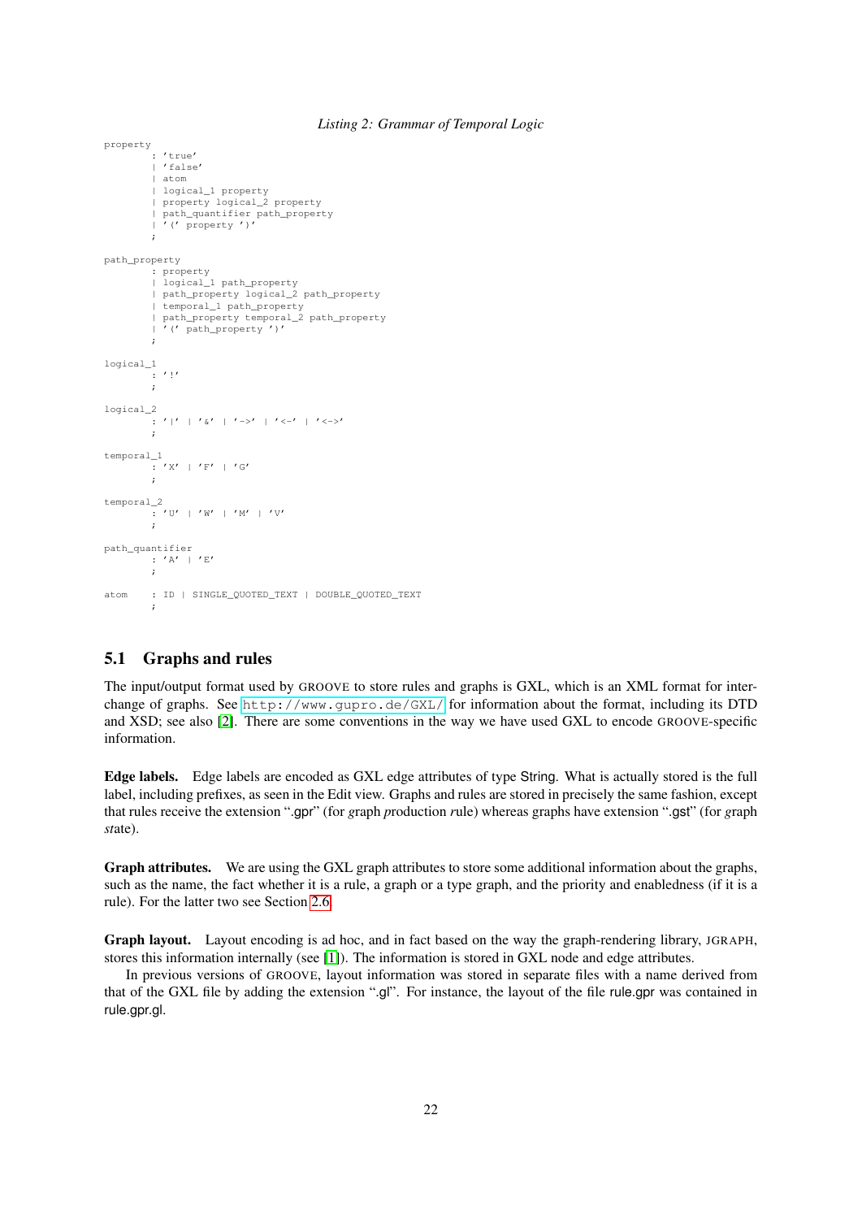*Listing 2: Grammar of Temporal Logic*

```
property
        : 'true'
        | 'false'
        | atom
        | logical_1 property
        | property logical_2 property
        | path_quantifier path_property
        | '(' property ')'
        ;

path_property
        : property
        | logical_1 path_property
        | path_property logical_2 path_property
        | temporal_1 path_property
        | path_property temporal_2 path_property
        | '(' path_property ')'
        ;

logical_1
        : '!'
        ;

logical_2
        : '|' | '&' | '->' | '<-' | '<->'
        ;

temporal_1
        : 'X' | 'F' | 'G'
        ;

temporal_2
        : 'U' | 'W' | 'M' | 'V'
        ;

path_quantifier
        : 'A' | 'E'
        ;

atom    : ID | SINGLE_QUOTED_TEXT | DOUBLE_QUOTED_TEXT
        ;
```

## 5.1 Graphs and rules

The input/output format used by GROOVE to store rules and graphs is GXL, which is an XML format for interchange of graphs. See `http://www.gupro.de/GXL/` for information about the format, including its DTD and XSD; see also [2]. There are some conventions in the way we have used GXL to encode GROOVE-specific information.

**Edge labels.** Edge labels are encoded as GXL edge attributes of type String. What is actually stored is the full label, including prefixes, as seen in the Edit view. Graphs and rules are stored in precisely the same fashion, except that rules receive the extension ".gpr" (for *g*raph *p*roduction *r*ule) whereas graphs have extension ".gst" (for *g*raph *st*ate).

**Graph attributes.** We are using the GXL graph attributes to store some additional information about the graphs, such as the name, the fact whether it is a rule, a graph or a type graph, and the priority and enabledness (if it is a rule). For the latter two see Section 2.6.

**Graph layout.** Layout encoding is ad hoc, and in fact based on the way the graph-rendering library, JGRAPH, stores this information internally (see [1]). The information is stored in GXL node and edge attributes.

In previous versions of GROOVE, layout information was stored in separate files with a name derived from that of the GXL file by adding the extension ".gl". For instance, the layout of the file rule.gpr was contained in rule.gpr.gl.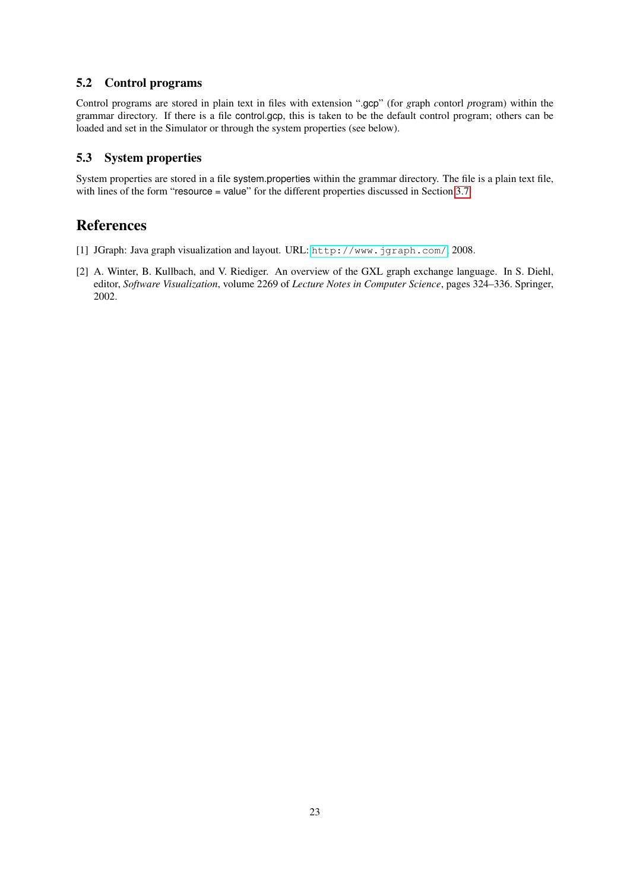### 5.2 Control programs

Control programs are stored in plain text in files with extension ".gcp" (for *g*raph *c*ontorl *p*rogram) within the grammar directory. If there is a file control.gcp, this is taken to be the default control program; others can be loaded and set in the Simulator or through the system properties (see below).

### 5.3 System properties

System properties are stored in a file system.properties within the grammar directory. The file is a plain text file, with lines of the form "resource = value" for the different properties discussed in Section 3.7.

## References

[1] JGraph: Java graph visualization and layout. URL: `http://www.jgraph.com/`, 2008.

[2] A. Winter, B. Kullbach, and V. Riediger. An overview of the GXL graph exchange language. In S. Diehl, editor, *Software Visualization*, volume 2269 of *Lecture Notes in Computer Science*, pages 324–336. Springer, 2002.